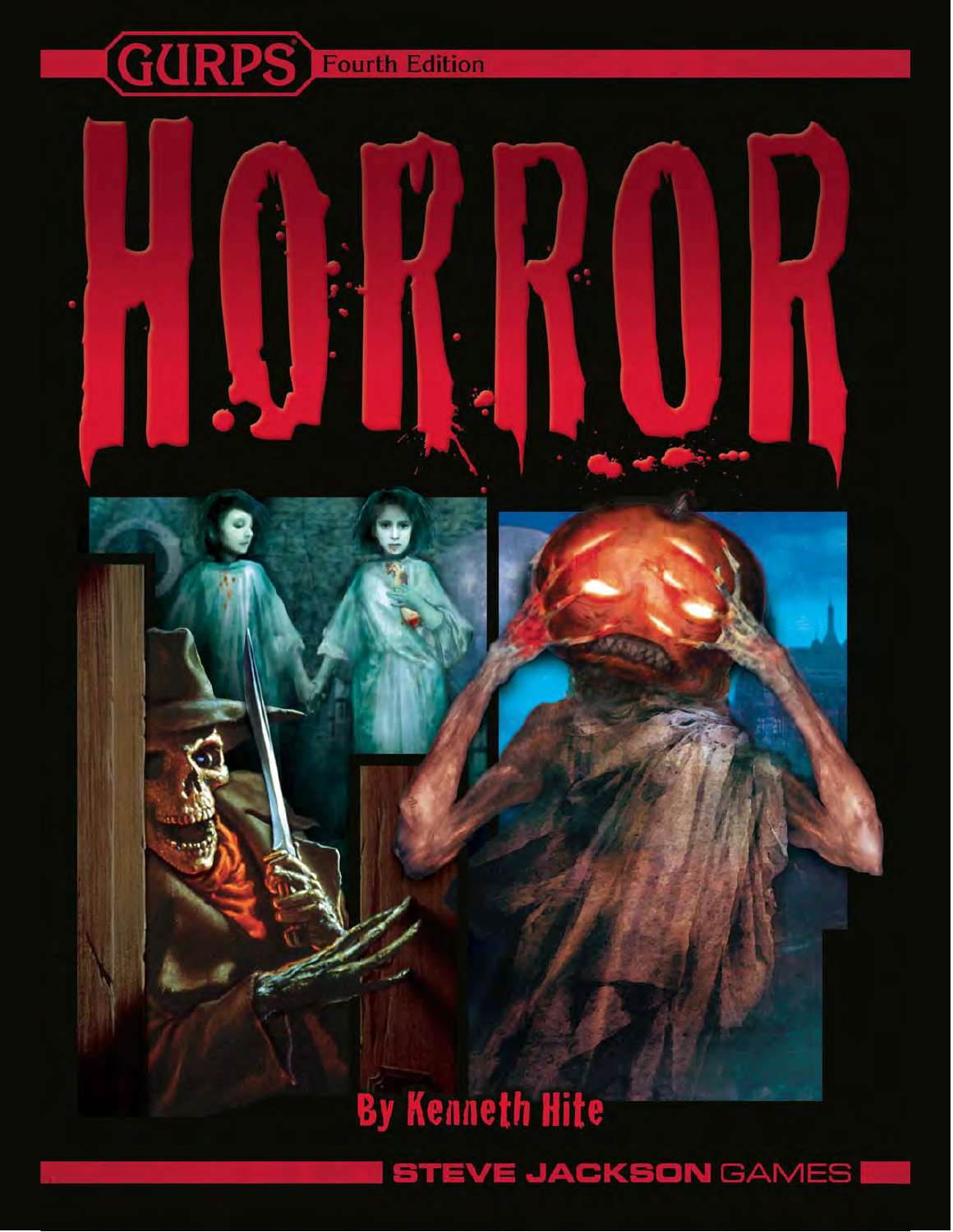GURPS® Fourth Edition

# HORROR

By Kenneth Hite

STEVE JACKSON GAMES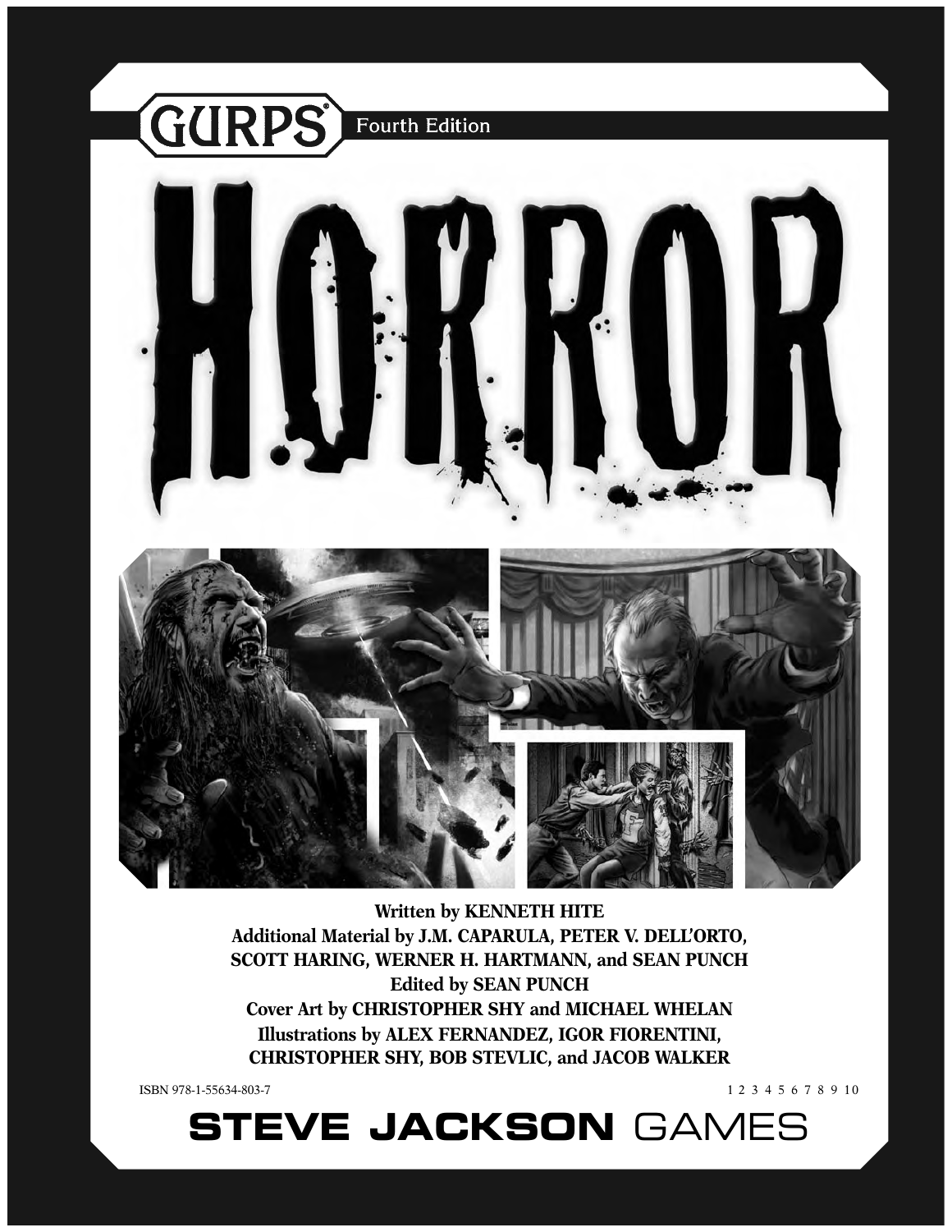GURPS® Fourth Edition

# HORROR

**Written by KENNETH HITE**

**Additional Material by J.M. CAPARULA, PETER V. DELL'ORTO, SCOTT HARING, WERNER H. HARTMANN, and SEAN PUNCH**

**Edited by SEAN PUNCH**

**Cover Art by CHRISTOPHER SHY and MICHAEL WHELAN**

**Illustrations by ALEX FERNANDEZ, IGOR FIORENTINI, CHRISTOPHER SHY, BOB STEVLIC, and JACOB WALKER**

ISBN 978-1-55634-803-7

1 2 3 4 5 6 7 8 9 10

**STEVE JACKSON** GAMES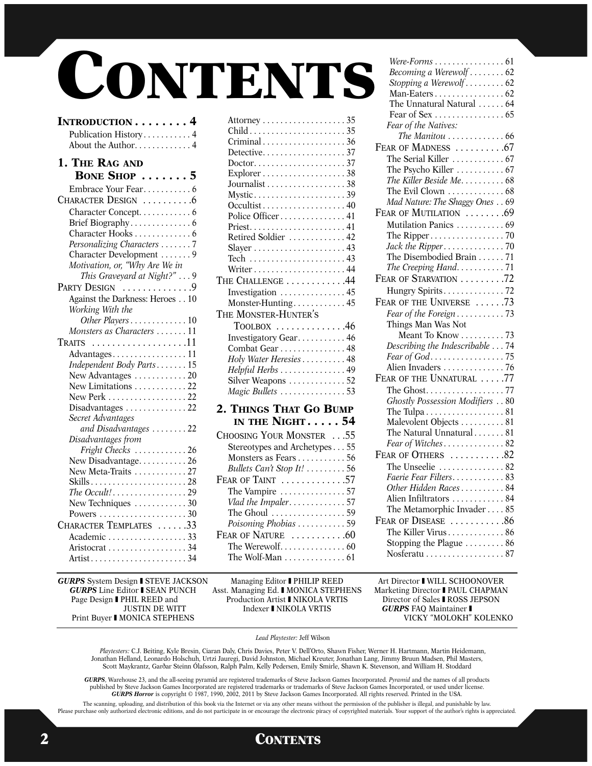# CONTENTS

**INTRODUCTION . . . . . . . . 4**
- Publication History . . . . . . . . . . . 4
- About the Author. . . . . . . . . . . . 4

**1. THE RAG AND BONE SHOP . . . . . . . 5**
- Embrace Your Fear . . . . . . . . . . 6

CHARACTER DESIGN . . . . . . . . . .6
- Character Concept. . . . . . . . . . . 6
- Brief Biography. . . . . . . . . . . . . 6
- Character Hooks . . . . . . . . . . . . 6
- *Personalizing Characters* . . . . . . 7
- Character Development . . . . . . . 9
- *Motivation, or, "Why Are We in This Graveyard at Night?"* . . . 9

PARTY DESIGN . . . . . . . . . . . . .9
- Against the Darkness: Heroes . . 10
- *Working With the Other Players* . . . . . . . . . . . . 10
- *Monsters as Characters* . . . . . . . 11

TRAITS . . . . . . . . . . . . . . . . . . .11
- Advantages. . . . . . . . . . . . . . . . 11
- *Independent Body Parts* . . . . . . . 15
- New Advantages . . . . . . . . . . . 20
- New Limitations . . . . . . . . . . . . 22
- New Perk . . . . . . . . . . . . . . . . . 22
- Disadvantages . . . . . . . . . . . . . 22
- *Secret Advantages and Disadvantages* . . . . . . . . 22
- *Disadvantages from Fright Checks* . . . . . . . . . . . . 26
- New Disadvantage. . . . . . . . . . . 26
- New Meta-Traits . . . . . . . . . . . 27
- Skills . . . . . . . . . . . . . . . . . . . . . 28
- *The Occult!* . . . . . . . . . . . . . . . . 29
- New Techniques . . . . . . . . . . . 30
- Powers . . . . . . . . . . . . . . . . . . . 30

CHARACTER TEMPLATES . . . . . .33
- Academic . . . . . . . . . . . . . . . . . 33
- Aristocrat . . . . . . . . . . . . . . . . . 34
- Artist . . . . . . . . . . . . . . . . . . . . . 34
- Attorney . . . . . . . . . . . . . . . . . . 35
- Child . . . . . . . . . . . . . . . . . . . . . 35
- Criminal . . . . . . . . . . . . . . . . . . 36
- Detective. . . . . . . . . . . . . . . . . . 37
- Doctor. . . . . . . . . . . . . . . . . . . . 37
- Explorer . . . . . . . . . . . . . . . . . . 38
- Journalist . . . . . . . . . . . . . . . . . 38
- Mystic . . . . . . . . . . . . . . . . . . . . 39
- Occultist . . . . . . . . . . . . . . . . . . 40
- Police Officer . . . . . . . . . . . . . . 41
- Priest. . . . . . . . . . . . . . . . . . . . . 41
- Retired Soldier . . . . . . . . . . . . 42
- Slayer . . . . . . . . . . . . . . . . . . . . 43
- Tech . . . . . . . . . . . . . . . . . . . . . 43
- Writer . . . . . . . . . . . . . . . . . . . . 44

THE CHALLENGE . . . . . . . . . . . .44
- Investigation . . . . . . . . . . . . . . 45
- Monster-Hunting. . . . . . . . . . . . 45

THE MONSTER-HUNTER'S TOOLBOX . . . . . . . . . . . . . .46
- Investigatory Gear. . . . . . . . . . . 46
- Combat Gear . . . . . . . . . . . . . . . 48
- *Holy Water Heresies* . . . . . . . . . . 48
- *Helpful Herbs* . . . . . . . . . . . . . . 49
- Silver Weapons . . . . . . . . . . . . 52
- *Magic Bullets* . . . . . . . . . . . . . . 53

**2. THINGS THAT GO BUMP IN THE NIGHT . . . . . 54**

CHOOSING YOUR MONSTER . . .55
- Stereotypes and Archetypes . . . 55
- Monsters as Fears . . . . . . . . . . . 56
- *Bullets Can't Stop It!* . . . . . . . . . 56

FEAR OF TAINT . . . . . . . . . . . .57
- The Vampire . . . . . . . . . . . . . . . 57
- *Vlad the Impaler* . . . . . . . . . . . . 57
- The Ghoul . . . . . . . . . . . . . . . . . 59
- *Poisoning Phobias* . . . . . . . . . . . 59

FEAR OF NATURE . . . . . . . . . . .60
- The Werewolf. . . . . . . . . . . . . . . 60
- The Wolf-Man . . . . . . . . . . . . . . 61
- *Were-Forms* . . . . . . . . . . . . . . . . 61
- *Becoming a Werewolf* . . . . . . . . 62
- *Stopping a Werewolf* . . . . . . . . . 62
- Man-Eaters . . . . . . . . . . . . . . . . 62
- The Unnatural Natural . . . . . . 64
- Fear of Sex . . . . . . . . . . . . . . . . 65
- *Fear of the Natives: The Manitou* . . . . . . . . . . . . . 66

FEAR OF MADNESS . . . . . . . . . .67
- The Serial Killer . . . . . . . . . . . . 67
- The Psycho Killer . . . . . . . . . . . 67
- *The Killer Beside Me*. . . . . . . . . . 68
- The Evil Clown . . . . . . . . . . . . . 68
- *Mad Nature: The Shaggy Ones* . . 69

FEAR OF MUTILATION . . . . . . . .69
- Mutilation Panics . . . . . . . . . . . 69
- The Ripper . . . . . . . . . . . . . . . . . 70
- *Jack the Ripper*. . . . . . . . . . . . . . 70
- The Disembodied Brain . . . . . . 71
- *The Creeping Hand*. . . . . . . . . . . 71

FEAR OF STARVATION . . . . . . . . .72
- Hungry Spirits . . . . . . . . . . . . . . 72

FEAR OF THE UNIVERSE . . . . . .73
- *Fear of the Foreign* . . . . . . . . . . . 73
- Things Man Was Not Meant To Know . . . . . . . . . . 73
- *Describing the Indescribable* . . . 74
- *Fear of God*. . . . . . . . . . . . . . . . . 75
- Alien Invaders . . . . . . . . . . . . . . 76

FEAR OF THE UNNATURAL . . . . .77
- The Ghost. . . . . . . . . . . . . . . . . . 77
- *Ghostly Possession Modifiers* . . 80
- The Tulpa . . . . . . . . . . . . . . . . . . 81
- Malevolent Objects . . . . . . . . . . 81
- The Natural Unnatural . . . . . . . 81
- *Fear of Witches* . . . . . . . . . . . . . . 82

FEAR OF OTHERS . . . . . . . . . . .82
- The Unseelie . . . . . . . . . . . . . . . 82
- *Faerie Fear Filters*. . . . . . . . . . . . 83
- *Other Hidden Races* . . . . . . . . . . 84
- Alien Infiltrators . . . . . . . . . . . . 84
- The Metamorphic Invader . . . . 85

FEAR OF DISEASE . . . . . . . . . . .86
- The Killer Virus . . . . . . . . . . . . . 86
- Stopping the Plague . . . . . . . . . 86
- Nosferatu . . . . . . . . . . . . . . . . . . 87

***GURPS*** System Design ❚ STEVE JACKSON
***GURPS*** Line Editor ❚ SEAN PUNCH
Page Design ❚ PHIL REED and JUSTIN DE WITT
Print Buyer ❚ MONICA STEPHENS

Managing Editor ❚ PHILIP REED
Asst. Managing Ed. ❚ MONICA STEPHENS
Production Artist ❚ NIKOLA VRTIS
Indexer ❚ NIKOLA VRTIS

Art Director ❚ WILL SCHOONOVER
Marketing Director ❚ PAUL CHAPMAN
Director of Sales ❚ ROSS JEPSON
***GURPS*** FAQ Maintainer ❚ VICKY "MOLOKH" KOLENKO

*Lead Playtester:* Jeff Wilson

*Playtesters:* C.J. Beiting, Kyle Bresin, Ciaran Daly, Chris Davies, Peter V. Dell'Orto, Shawn Fisher, Werner H. Hartmann, Martin Heidemann, Jonathan Helland, Leonardo Holschuh, Urtzi Jauregi, David Johnston, Michael Kreuter, Jonathan Lang, Jimmy Bruun Madsen, Phil Masters, Scott Maykrantz, Garðar Steinn Ólafsson, Ralph Palm, Kelly Pedersen, Emily Smirle, Shawn K. Stevenson, and William H. Stoddard

***GURPS***, Warehouse 23, and the all-seeing pyramid are registered trademarks of Steve Jackson Games Incorporated. *Pyramid* and the names of all products published by Steve Jackson Games Incorporated are registered trademarks or trademarks of Steve Jackson Games Incorporated, or used under license. ***GURPS Horror*** is copyright © 1987, 1990, 2002, 2011 by Steve Jackson Games Incorporated. All rights reserved. Printed in the USA.

The scanning, uploading, and distribution of this book via the Internet or via any other means without the permission of the publisher is illegal, and punishable by law. Please purchase only authorized electronic editions, and do not participate in or encourage the electronic piracy of copyrighted materials. Your support of the author's rights is appreciated.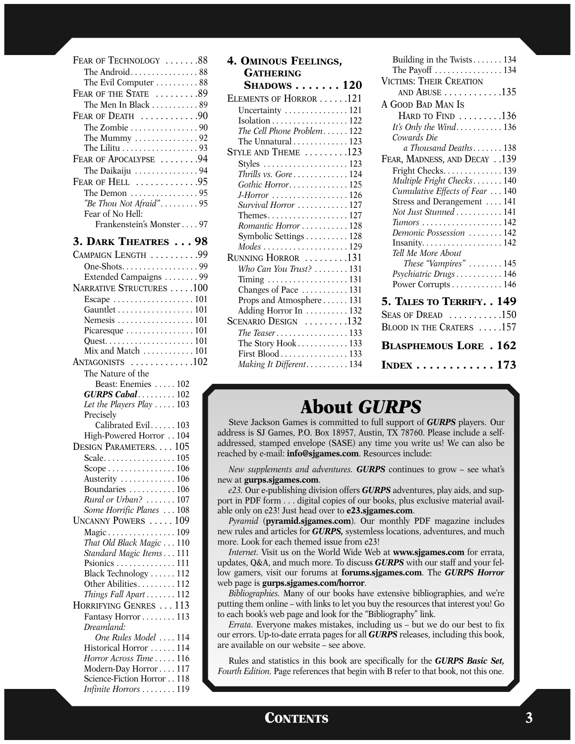Fear of Technology .......88
- The Android ................ 88
- The Evil Computer .......... 88

Fear of the State .........89
- The Men In Black ........... 89

Fear of Death ............90
- The Zombie ................ 90
- The Mummy ............... 92
- The Lilitu .................. 93

Fear of Apocalypse ........94
- The Daikaiju ............... 94

Fear of Hell ............95
- The Demon ................ 95
- *"Be Thou Not Afraid"* ......... 95
- Fear of No Hell: Frankenstein's Monster .... 97

**3. Dark Theatres . . . 98**

Campaign Length ..........99
- One-Shots.................. 99
- Extended Campaigns ........ 99

Narrative Structures .....100
- Escape ................... 101
- Gauntlet .................. 101
- Nemesis .................. 101
- Picaresque ................ 101
- Quest..................... 101
- Mix and Match ............ 101

Antagonists ............102
- The Nature of the Beast: Enemies ..... 102
- ***GURPS Cabal*** ......... 102
- *Let the Players Play* ..... 103
- Precisely Calibrated Evil...... 103
- High-Powered Horror .. 104

Design Parameters. . . . 105
- Scale................. 105
- Scope ................ 106
- Austerity ............. 106
- Boundaries ........... 106
- *Rural or Urban?* ....... 107
- *Some Horrific Planes* ... 108

Uncanny Powers ..... 109
- Magic ................ 109
- *That Old Black Magic* ... 110
- *Standard Magic Items* ... 111
- Psionics ............. 111
- Black Technology ...... 112
- Other Abilities......... 112
- *Things Fall Apart* ....... 112

Horrifying Genres ... 113
- Fantasy Horror ........ 113
- *Dreamland: One Rules Model* .... 114
- Historical Horror ...... 114
- *Horror Across Time* ..... 116
- Modern-Day Horror .... 117
- Science-Fiction Horror .. 118
- *Infinite Horrors* ........ 119

**4. Ominous Feelings, Gathering Shadows . . . . . . . 120**

Elements of Horror ......121
- Uncertainty ............... 121
- Isolation .................. 122
- *The Cell Phone Problem*...... 122
- The Unnatural ............. 123

Style and Theme .........123
- Styles .................... 123
- *Thrills vs. Gore* ............ 124
- *Gothic Horror*.............. 125
- *J-Horror* .................. 126
- *Survival Horror* ............ 127
- Themes................... 127
- *Romantic Horror* ........... 128
- Symbolic Settings .......... 128
- *Modes* .................... 129

Running Horror .........131
- *Who Can You Trust?* ........ 131
- Timing ................... 131
- Changes of Pace ........... 131
- Props and Atmosphere ...... 131
- Adding Horror In .......... 132

Scenario Design .........132
- *The Teaser* ................. 133
- The Story Hook ............ 133
- First Blood ................ 133
- *Making It Different*.......... 134
- Building in the Twists....... 134
- The Payoff ................ 134

Victims: Their Creation and Abuse ............135

A Good Bad Man Is Hard to Find .........136
- *It's Only the Wind*........... 136
- *Cowards Die a Thousand Deaths*....... 138

Fear, Madness, and Decay . .139
- Fright Checks.............. 139
- *Multiple Fright Checks*....... 140
- *Cumulative Effects of Fear* ... 140
- Stress and Derangement .... 141
- *Not Just Stunned* ........... 141
- *Tumors* ................... 142
- *Demonic Possession* ........ 142
- Insanity................... 142
- *Tell Me More About These "Vampires"* ........ 145
- *Psychiatric Drugs* ........... 146
- Power Corrupts ............ 146

**5. Tales to Terrify. . 149**

Seas of Dread ...........150

Blood in the Craters .....157

**Blasphemous Lore . 162**

**Index . . . . . . . . . . . . 173**

## About *GURPS*

Steve Jackson Games is committed to full support of ***GURPS*** players. Our address is SJ Games, P.O. Box 18957, Austin, TX 78760. Please include a self-addressed, stamped envelope (SASE) any time you write us! We can also be reached by e-mail: **info@sjgames.com**. Resources include:

*New supplements and adventures.* ***GURPS*** continues to grow – see what's new at **gurps.sjgames.com**.

*e23.* Our e-publishing division offers ***GURPS*** adventures, play aids, and support in PDF form . . . digital copies of our books, plus exclusive material available only on e23! Just head over to **e23.sjgames.com**.

*Pyramid* (**pyramid.sjgames.com**). Our monthly PDF magazine includes new rules and articles for ***GURPS,*** systemless locations, adventures, and much more. Look for each themed issue from e23!

*Internet.* Visit us on the World Wide Web at **www.sjgames.com** for errata, updates, Q&A, and much more. To discuss ***GURPS*** with our staff and your fellow gamers, visit our forums at **forums.sjgames.com**. The ***GURPS Horror*** web page is **gurps.sjgames.com/horror**.

*Bibliographies.* Many of our books have extensive bibliographies, and we're putting them online – with links to let you buy the resources that interest you! Go to each book's web page and look for the "Bibliography" link.

*Errata.* Everyone makes mistakes, including us – but we do our best to fix our errors. Up-to-date errata pages for all ***GURPS*** releases, including this book, are available on our website – see above.

Rules and statistics in this book are specifically for the ***GURPS Basic Set, Fourth Edition.*** Page references that begin with B refer to that book, not this one.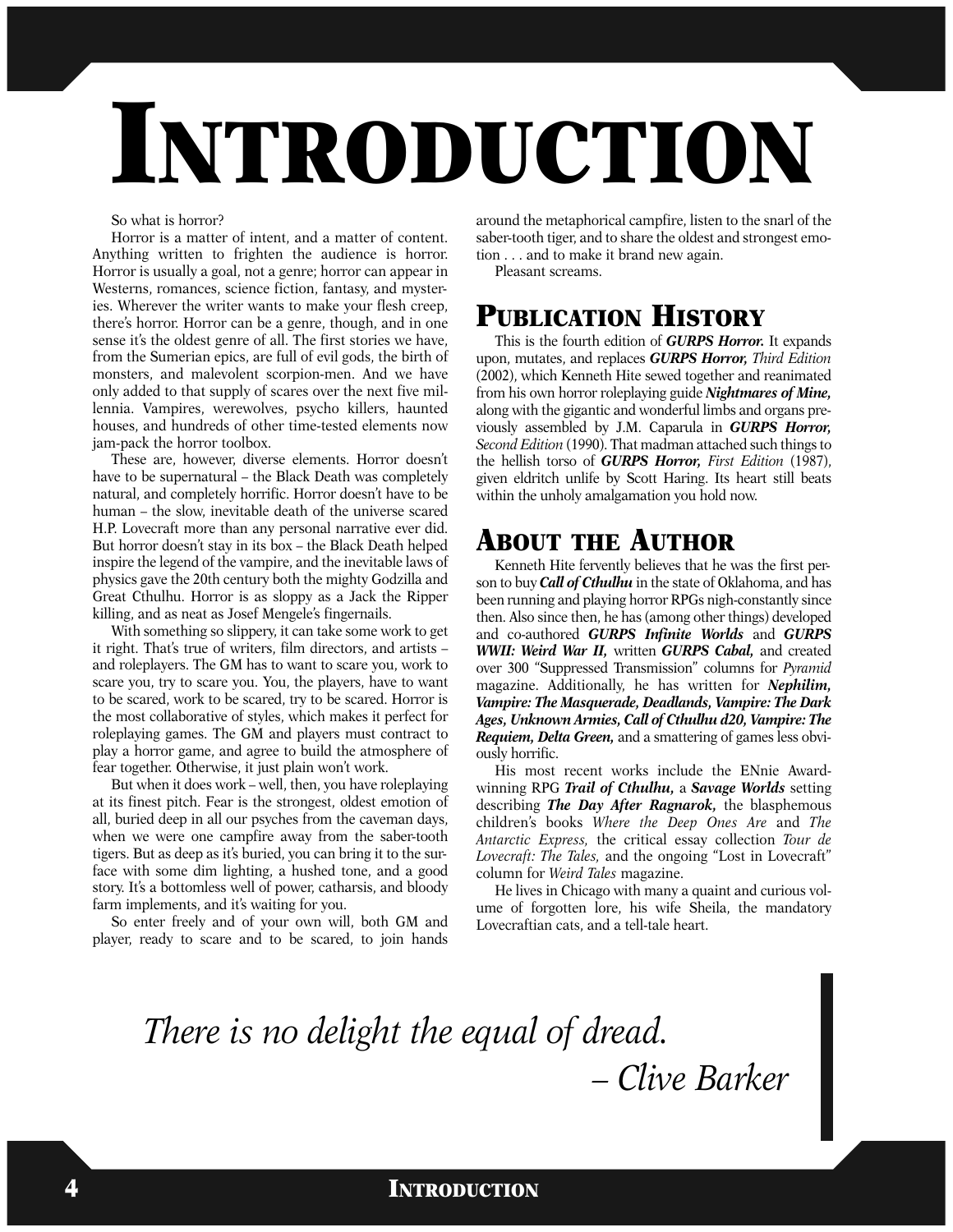# INTRODUCTION

So what is horror?

Horror is a matter of intent, and a matter of content. Anything written to frighten the audience is horror. Horror is usually a goal, not a genre; horror can appear in Westerns, romances, science fiction, fantasy, and mysteries. Wherever the writer wants to make your flesh creep, there's horror. Horror can be a genre, though, and in one sense it's the oldest genre of all. The first stories we have, from the Sumerian epics, are full of evil gods, the birth of monsters, and malevolent scorpion-men. And we have only added to that supply of scares over the next five millennia. Vampires, werewolves, psycho killers, haunted houses, and hundreds of other time-tested elements now jam-pack the horror toolbox.

These are, however, diverse elements. Horror doesn't have to be supernatural – the Black Death was completely natural, and completely horrific. Horror doesn't have to be human – the slow, inevitable death of the universe scared H.P. Lovecraft more than any personal narrative ever did. But horror doesn't stay in its box – the Black Death helped inspire the legend of the vampire, and the inevitable laws of physics gave the 20th century both the mighty Godzilla and Great Cthulhu. Horror is as sloppy as a Jack the Ripper killing, and as neat as Josef Mengele's fingernails.

With something so slippery, it can take some work to get it right. That's true of writers, film directors, and artists – and roleplayers. The GM has to want to scare you, work to scare you, try to scare you. You, the players, have to want to be scared, work to be scared, try to be scared. Horror is the most collaborative of styles, which makes it perfect for roleplaying games. The GM and players must contract to play a horror game, and agree to build the atmosphere of fear together. Otherwise, it just plain won't work.

But when it does work – well, then, you have roleplaying at its finest pitch. Fear is the strongest, oldest emotion of all, buried deep in all our psyches from the caveman days, when we were one campfire away from the saber-tooth tigers. But as deep as it's buried, you can bring it to the surface with some dim lighting, a hushed tone, and a good story. It's a bottomless well of power, catharsis, and bloody farm implements, and it's waiting for you.

So enter freely and of your own will, both GM and player, ready to scare and to be scared, to join hands around the metaphorical campfire, listen to the snarl of the saber-tooth tiger, and to share the oldest and strongest emotion . . . and to make it brand new again.

Pleasant screams.

## PUBLICATION HISTORY

This is the fourth edition of ***GURPS Horror.*** It expands upon, mutates, and replaces ***GURPS Horror,*** *Third Edition* (2002), which Kenneth Hite sewed together and reanimated from his own horror roleplaying guide ***Nightmares of Mine,*** along with the gigantic and wonderful limbs and organs previously assembled by J.M. Caparula in ***GURPS Horror,*** *Second Edition* (1990). That madman attached such things to the hellish torso of ***GURPS Horror,*** *First Edition* (1987), given eldritch unlife by Scott Haring. Its heart still beats within the unholy amalgamation you hold now.

## ABOUT THE AUTHOR

Kenneth Hite fervently believes that he was the first person to buy ***Call of Cthulhu*** in the state of Oklahoma, and has been running and playing horror RPGs nigh-constantly since then. Also since then, he has (among other things) developed and co-authored ***GURPS Infinite Worlds*** and ***GURPS WWII: Weird War II,*** written ***GURPS Cabal,*** and created over 300 "Suppressed Transmission" columns for *Pyramid* magazine. Additionally, he has written for ***Nephilim, Vampire: The Masquerade, Deadlands, Vampire: The Dark Ages, Unknown Armies, Call of Cthulhu d20, Vampire: The Requiem, Delta Green,*** and a smattering of games less obviously horrific.

His most recent works include the ENnie Award-winning RPG ***Trail of Cthulhu,*** a ***Savage Worlds*** setting describing ***The Day After Ragnarok,*** the blasphemous children's books *Where the Deep Ones Are* and *The Antarctic Express,* the critical essay collection *Tour de Lovecraft: The Tales,* and the ongoing "Lost in Lovecraft" column for *Weird Tales* magazine.

He lives in Chicago with many a quaint and curious volume of forgotten lore, his wife Sheila, the mandatory Lovecraftian cats, and a tell-tale heart.

*There is no delight the equal of dread.*

*– Clive Barker*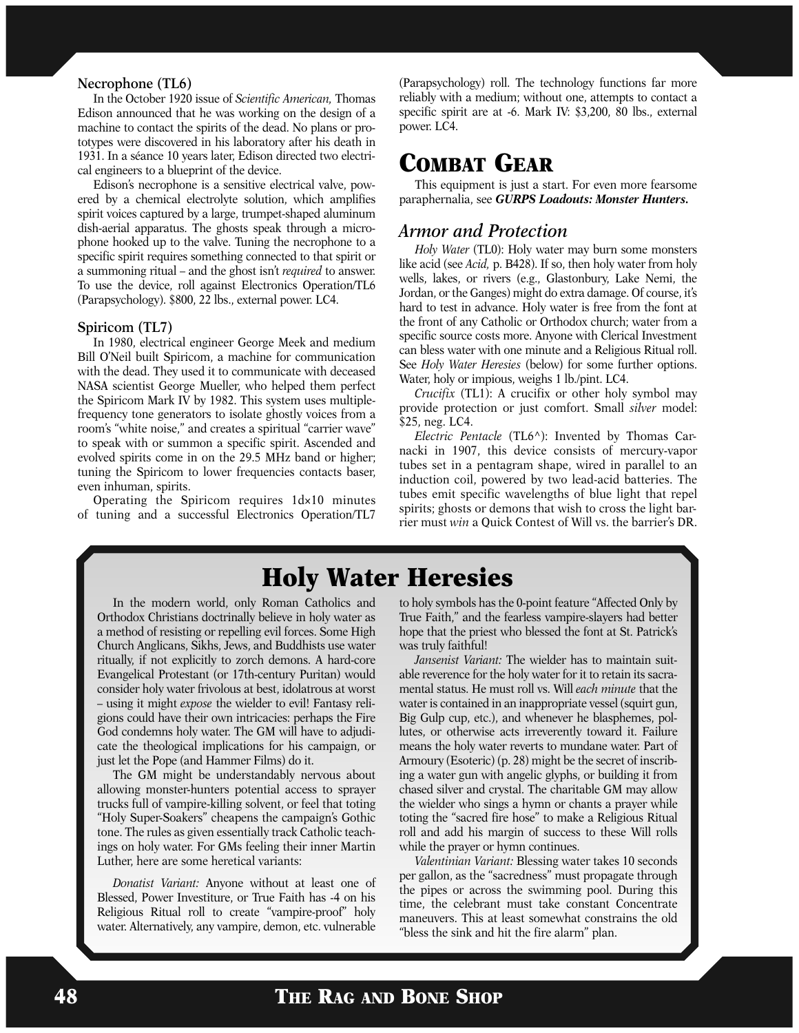### Necrophone (TL6)

In the October 1920 issue of *Scientific American,* Thomas Edison announced that he was working on the design of a machine to contact the spirits of the dead. No plans or prototypes were discovered in his laboratory after his death in 1931. In a séance 10 years later, Edison directed two electrical engineers to a blueprint of the device.

Edison's necrophone is a sensitive electrical valve, powered by a chemical electrolyte solution, which amplifies spirit voices captured by a large, trumpet-shaped aluminum dish-aerial apparatus. The ghosts speak through a microphone hooked up to the valve. Tuning the necrophone to a specific spirit requires something connected to that spirit or a summoning ritual – and the ghost isn't *required* to answer. To use the device, roll against Electronics Operation/TL6 (Parapsychology). $800, 22 lbs., external power. LC4.

### Spiricom (TL7)

In 1980, electrical engineer George Meek and medium Bill O'Neil built Spiricom, a machine for communication with the dead. They used it to communicate with deceased NASA scientist George Mueller, who helped them perfect the Spiricom Mark IV by 1982. This system uses multiple-frequency tone generators to isolate ghostly voices from a room's "white noise," and creates a spiritual "carrier wave" to speak with or summon a specific spirit. Ascended and evolved spirits come in on the 29.5 MHz band or higher; tuning the Spiricom to lower frequencies contacts baser, even inhuman, spirits.

Operating the Spiricom requires 1d×10 minutes of tuning and a successful Electronics Operation/TL7 (Parapsychology) roll. The technology functions far more reliably with a medium; without one, attempts to contact a specific spirit are at -6. Mark IV: $3,200, 80 lbs., external power. LC4.

## Combat Gear

This equipment is just a start. For even more fearsome paraphernalia, see ***GURPS Loadouts: Monster Hunters.***

### Armor and Protection

*Holy Water* (TL0): Holy water may burn some monsters like acid (see *Acid,* p. B428). If so, then holy water from holy wells, lakes, or rivers (e.g., Glastonbury, Lake Nemi, the Jordan, or the Ganges) might do extra damage. Of course, it's hard to test in advance. Holy water is free from the font at the front of any Catholic or Orthodox church; water from a specific source costs more. Anyone with Clerical Investment can bless water with one minute and a Religious Ritual roll. See *Holy Water Heresies* (below) for some further options. Water, holy or impious, weighs 1 lb./pint. LC4.

*Crucifix* (TL1): A crucifix or other holy symbol may provide protection or just comfort. Small *silver* model: $25, neg. LC4.

*Electric Pentacle* (TL6^): Invented by Thomas Carnacki in 1907, this device consists of mercury-vapor tubes set in a pentagram shape, wired in parallel to an induction coil, powered by two lead-acid batteries. The tubes emit specific wavelengths of blue light that repel spirits; ghosts or demons that wish to cross the light barrier must *win* a Quick Contest of Will vs. the barrier's DR.

## Holy Water Heresies

In the modern world, only Roman Catholics and Orthodox Christians doctrinally believe in holy water as a method of resisting or repelling evil forces. Some High Church Anglicans, Sikhs, Jews, and Buddhists use water ritually, if not explicitly to zorch demons. A hard-core Evangelical Protestant (or 17th-century Puritan) would consider holy water frivolous at best, idolatrous at worst – using it might *expose* the wielder to evil! Fantasy religions could have their own intricacies: perhaps the Fire God condemns holy water. The GM will have to adjudicate the theological implications for his campaign, or just let the Pope (and Hammer Films) do it.

The GM might be understandably nervous about allowing monster-hunters potential access to sprayer trucks full of vampire-killing solvent, or feel that toting "Holy Super-Soakers" cheapens the campaign's Gothic tone. The rules as given essentially track Catholic teachings on holy water. For GMs feeling their inner Martin Luther, here are some heretical variants:

*Donatist Variant:* Anyone without at least one of Blessed, Power Investiture, or True Faith has -4 on his Religious Ritual roll to create "vampire-proof" holy water. Alternatively, any vampire, demon, etc. vulnerable to holy symbols has the 0-point feature "Affected Only by True Faith," and the fearless vampire-slayers had better hope that the priest who blessed the font at St. Patrick's was truly faithful!

*Jansenist Variant:* The wielder has to maintain suitable reverence for the holy water for it to retain its sacramental status. He must roll vs. Will *each minute* that the water is contained in an inappropriate vessel (squirt gun, Big Gulp cup, etc.), and whenever he blasphemes, pollutes, or otherwise acts irreverently toward it. Failure means the holy water reverts to mundane water. Part of Armoury (Esoteric) (p. 28) might be the secret of inscribing a water gun with angelic glyphs, or building it from chased silver and crystal. The charitable GM may allow the wielder who sings a hymn or chants a prayer while toting the "sacred fire hose" to make a Religious Ritual roll and add his margin of success to these Will rolls while the prayer or hymn continues.

*Valentinian Variant:* Blessing water takes 10 seconds per gallon, as the "sacredness" must propagate through the pipes or across the swimming pool. During this time, the celebrant must take constant Concentrate maneuvers. This at least somewhat constrains the old "bless the sink and hit the fire alarm" plan.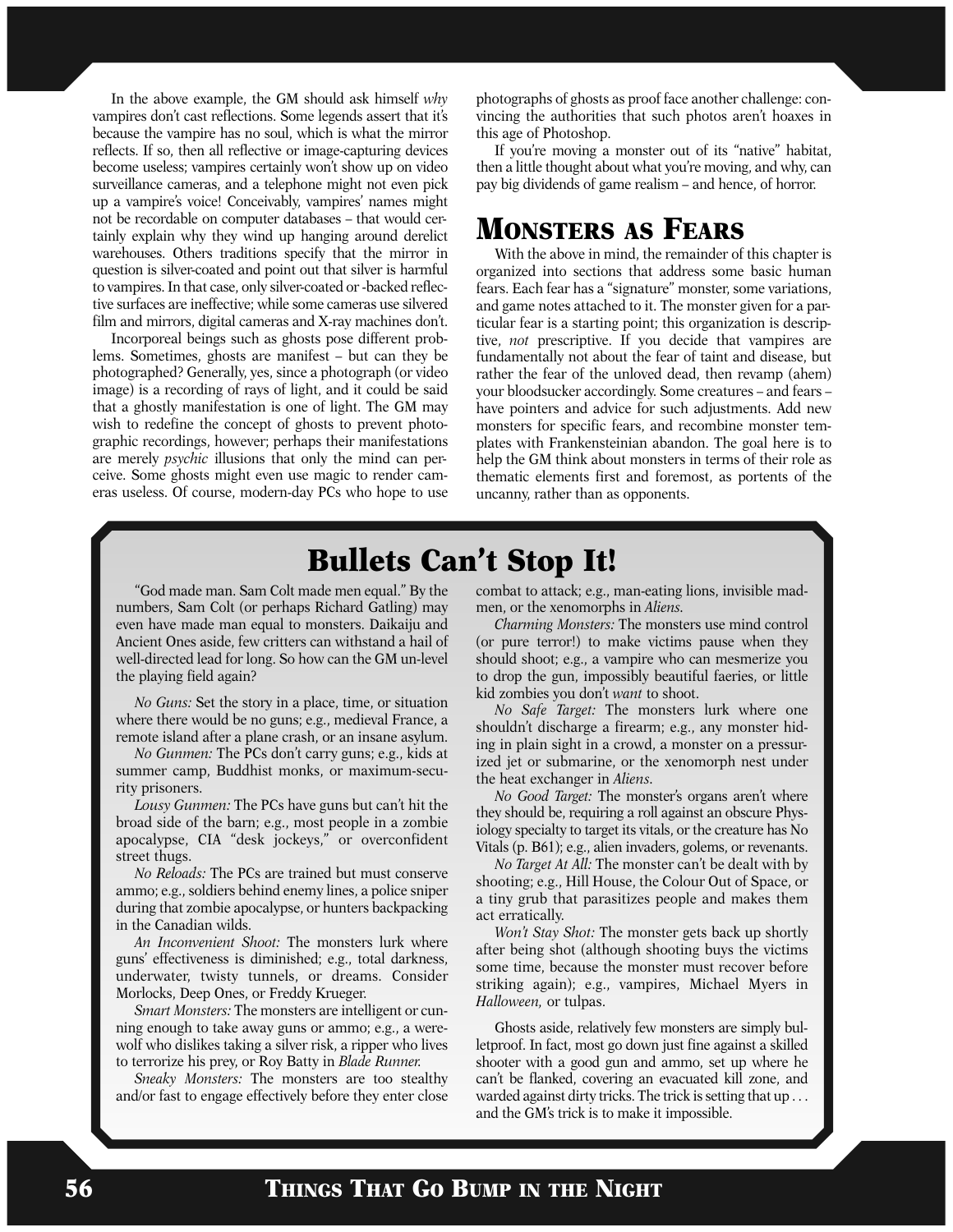In the above example, the GM should ask himself *why* vampires don't cast reflections. Some legends assert that it's because the vampire has no soul, which is what the mirror reflects. If so, then all reflective or image-capturing devices become useless; vampires certainly won't show up on video surveillance cameras, and a telephone might not even pick up a vampire's voice! Conceivably, vampires' names might not be recordable on computer databases – that would certainly explain why they wind up hanging around derelict warehouses. Others traditions specify that the mirror in question is silver-coated and point out that silver is harmful to vampires. In that case, only silver-coated or -backed reflective surfaces are ineffective; while some cameras use silvered film and mirrors, digital cameras and X-ray machines don't.

Incorporeal beings such as ghosts pose different problems. Sometimes, ghosts are manifest – but can they be photographed? Generally, yes, since a photograph (or video image) is a recording of rays of light, and it could be said that a ghostly manifestation is one of light. The GM may wish to redefine the concept of ghosts to prevent photographic recordings, however; perhaps their manifestations are merely *psychic* illusions that only the mind can perceive. Some ghosts might even use magic to render cameras useless. Of course, modern-day PCs who hope to use photographs of ghosts as proof face another challenge: convincing the authorities that such photos aren't hoaxes in this age of Photoshop.

If you're moving a monster out of its "native" habitat, then a little thought about what you're moving, and why, can pay big dividends of game realism – and hence, of horror.

# Monsters as Fears

With the above in mind, the remainder of this chapter is organized into sections that address some basic human fears. Each fear has a "signature" monster, some variations, and game notes attached to it. The monster given for a particular fear is a starting point; this organization is descriptive, *not* prescriptive. If you decide that vampires are fundamentally not about the fear of taint and disease, but rather the fear of the unloved dead, then revamp (ahem) your bloodsucker accordingly. Some creatures – and fears – have pointers and advice for such adjustments. Add new monsters for specific fears, and recombine monster templates with Frankensteinian abandon. The goal here is to help the GM think about monsters in terms of their role as thematic elements first and foremost, as portents of the uncanny, rather than as opponents.

## Bullets Can't Stop It!

"God made man. Sam Colt made men equal." By the numbers, Sam Colt (or perhaps Richard Gatling) may even have made man equal to monsters. Daikaiju and Ancient Ones aside, few critters can withstand a hail of well-directed lead for long. So how can the GM un-level the playing field again?

*No Guns:* Set the story in a place, time, or situation where there would be no guns; e.g., medieval France, a remote island after a plane crash, or an insane asylum.

*No Gunmen:* The PCs don't carry guns; e.g., kids at summer camp, Buddhist monks, or maximum-security prisoners.

*Lousy Gunmen:* The PCs have guns but can't hit the broad side of the barn; e.g., most people in a zombie apocalypse, CIA "desk jockeys," or overconfident street thugs.

*No Reloads:* The PCs are trained but must conserve ammo; e.g., soldiers behind enemy lines, a police sniper during that zombie apocalypse, or hunters backpacking in the Canadian wilds.

*An Inconvenient Shoot:* The monsters lurk where guns' effectiveness is diminished; e.g., total darkness, underwater, twisty tunnels, or dreams. Consider Morlocks, Deep Ones, or Freddy Krueger.

*Smart Monsters:* The monsters are intelligent or cunning enough to take away guns or ammo; e.g., a werewolf who dislikes taking a silver risk, a ripper who lives to terrorize his prey, or Roy Batty in *Blade Runner.*

*Sneaky Monsters:* The monsters are too stealthy and/or fast to engage effectively before they enter close combat to attack; e.g., man-eating lions, invisible madmen, or the xenomorphs in *Aliens.*

*Charming Monsters:* The monsters use mind control (or pure terror!) to make victims pause when they should shoot; e.g., a vampire who can mesmerize you to drop the gun, impossibly beautiful faeries, or little kid zombies you don't *want* to shoot.

*No Safe Target:* The monsters lurk where one shouldn't discharge a firearm; e.g., any monster hiding in plain sight in a crowd, a monster on a pressurized jet or submarine, or the xenomorph nest under the heat exchanger in *Aliens.*

*No Good Target:* The monster's organs aren't where they should be, requiring a roll against an obscure Physiology specialty to target its vitals, or the creature has No Vitals (p. B61); e.g., alien invaders, golems, or revenants.

*No Target At All:* The monster can't be dealt with by shooting; e.g., Hill House, the Colour Out of Space, or a tiny grub that parasitizes people and makes them act erratically.

*Won't Stay Shot:* The monster gets back up shortly after being shot (although shooting buys the victims some time, because the monster must recover before striking again); e.g., vampires, Michael Myers in *Halloween,* or tulpas.

Ghosts aside, relatively few monsters are simply bulletproof. In fact, most go down just fine against a skilled shooter with a good gun and ammo, set up where he can't be flanked, covering an evacuated kill zone, and warded against dirty tricks. The trick is setting that up . . . and the GM's trick is to make it impossible.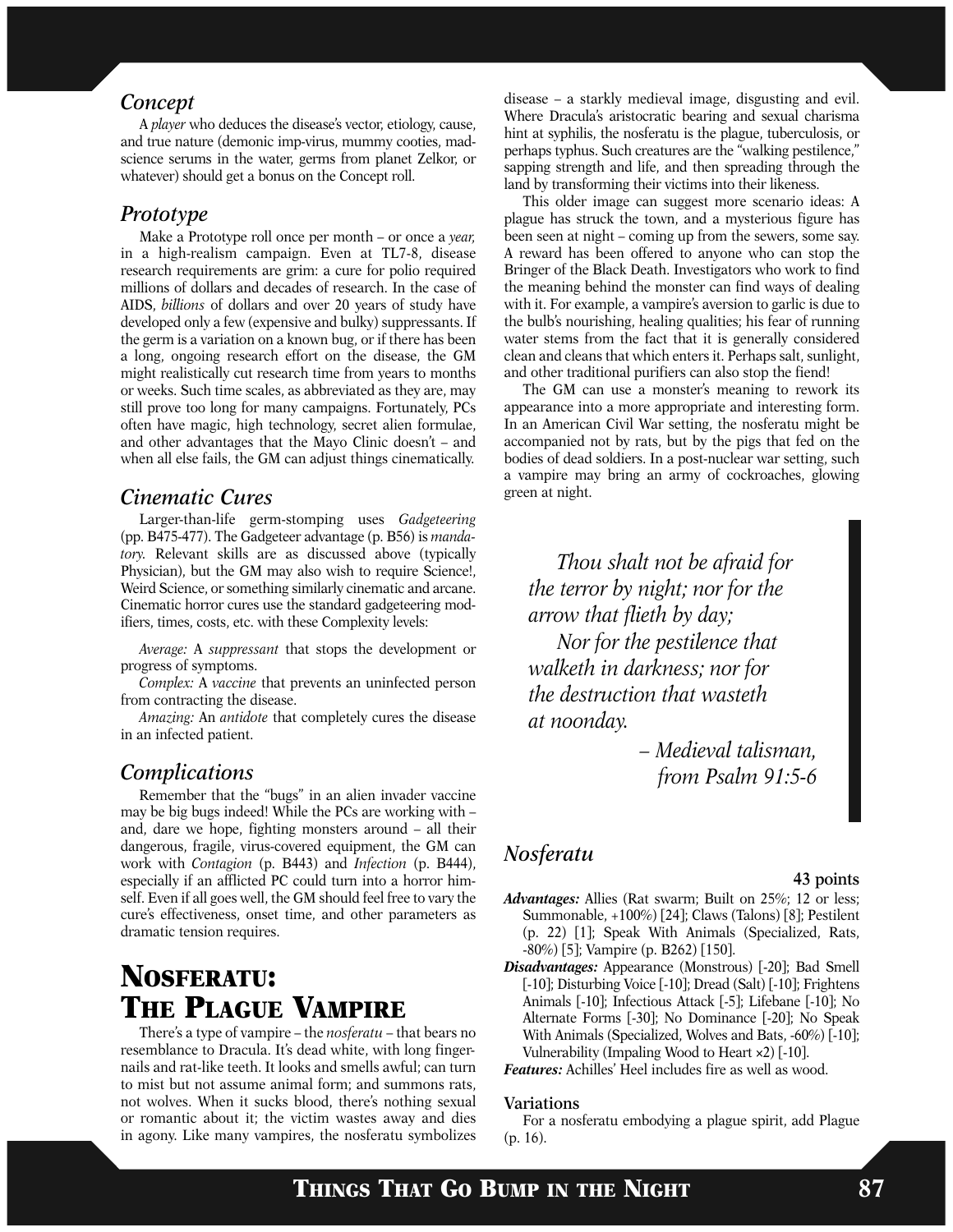### Concept

A *player* who deduces the disease's vector, etiology, cause, and true nature (demonic imp-virus, mummy cooties, mad-science serums in the water, germs from planet Zelkor, or whatever) should get a bonus on the Concept roll.

### Prototype

Make a Prototype roll once per month – or once a *year,* in a high-realism campaign. Even at TL7-8, disease research requirements are grim: a cure for polio required millions of dollars and decades of research. In the case of AIDS, *billions* of dollars and over 20 years of study have developed only a few (expensive and bulky) suppressants. If the germ is a variation on a known bug, or if there has been a long, ongoing research effort on the disease, the GM might realistically cut research time from years to months or weeks. Such time scales, as abbreviated as they are, may still prove too long for many campaigns. Fortunately, PCs often have magic, high technology, secret alien formulae, and other advantages that the Mayo Clinic doesn't – and when all else fails, the GM can adjust things cinematically.

### Cinematic Cures

Larger-than-life germ-stomping uses *Gadgeteering* (pp. B475-477). The Gadgeteer advantage (p. B56) is *mandatory.* Relevant skills are as discussed above (typically Physician), but the GM may also wish to require Science!, Weird Science, or something similarly cinematic and arcane. Cinematic horror cures use the standard gadgeteering modifiers, times, costs, etc. with these Complexity levels:

*Average:* A *suppressant* that stops the development or progress of symptoms.

*Complex:* A *vaccine* that prevents an uninfected person from contracting the disease.

*Amazing:* An *antidote* that completely cures the disease in an infected patient.

### Complications

Remember that the "bugs" in an alien invader vaccine may be big bugs indeed! While the PCs are working with – and, dare we hope, fighting monsters around – all their dangerous, fragile, virus-covered equipment, the GM can work with *Contagion* (p. B443) and *Infection* (p. B444), especially if an afflicted PC could turn into a horror himself. Even if all goes well, the GM should feel free to vary the cure's effectiveness, onset time, and other parameters as dramatic tension requires.

## Nosferatu: The Plague Vampire

There's a type of vampire – the *nosferatu* – that bears no resemblance to Dracula. It's dead white, with long fingernails and rat-like teeth. It looks and smells awful; can turn to mist but not assume animal form; and summons rats, not wolves. When it sucks blood, there's nothing sexual or romantic about it; the victim wastes away and dies in agony. Like many vampires, the nosferatu symbolizes disease – a starkly medieval image, disgusting and evil. Where Dracula's aristocratic bearing and sexual charisma hint at syphilis, the nosferatu is the plague, tuberculosis, or perhaps typhus. Such creatures are the "walking pestilence," sapping strength and life, and then spreading through the land by transforming their victims into their likeness.

This older image can suggest more scenario ideas: A plague has struck the town, and a mysterious figure has been seen at night – coming up from the sewers, some say. A reward has been offered to anyone who can stop the Bringer of the Black Death. Investigators who work to find the meaning behind the monster can find ways of dealing with it. For example, a vampire's aversion to garlic is due to the bulb's nourishing, healing qualities; his fear of running water stems from the fact that it is generally considered clean and cleans that which enters it. Perhaps salt, sunlight, and other traditional purifiers can also stop the fiend!

The GM can use a monster's meaning to rework its appearance into a more appropriate and interesting form. In an American Civil War setting, the nosferatu might be accompanied not by rats, but by the pigs that fed on the bodies of dead soldiers. In a post-nuclear war setting, such a vampire may bring an army of cockroaches, glowing green at night.

> *Thou shalt not be afraid for the terror by night; nor for the arrow that flieth by day;*
>
> *Nor for the pestilence that walketh in darkness; nor for the destruction that wasteth at noonday.*
>
> *– Medieval talisman, from Psalm 91:5-6*

### Nosferatu

**43 points**

***Advantages:*** Allies (Rat swarm; Built on 25%; 12 or less; Summonable, +100%) [24]; Claws (Talons) [8]; Pestilent (p. 22) [1]; Speak With Animals (Specialized, Rats, -80%) [5]; Vampire (p. B262) [150].

***Disadvantages:*** Appearance (Monstrous) [-20]; Bad Smell [-10]; Disturbing Voice [-10]; Dread (Salt) [-10]; Frightens Animals [-10]; Infectious Attack [-5]; Lifebane [-10]; No Alternate Forms [-30]; No Dominance [-20]; No Speak With Animals (Specialized, Wolves and Bats, -60%) [-10]; Vulnerability (Impaling Wood to Heart ×2) [-10].

***Features:*** Achilles' Heel includes fire as well as wood.

#### Variations

For a nosferatu embodying a plague spirit, add Plague (p. 16).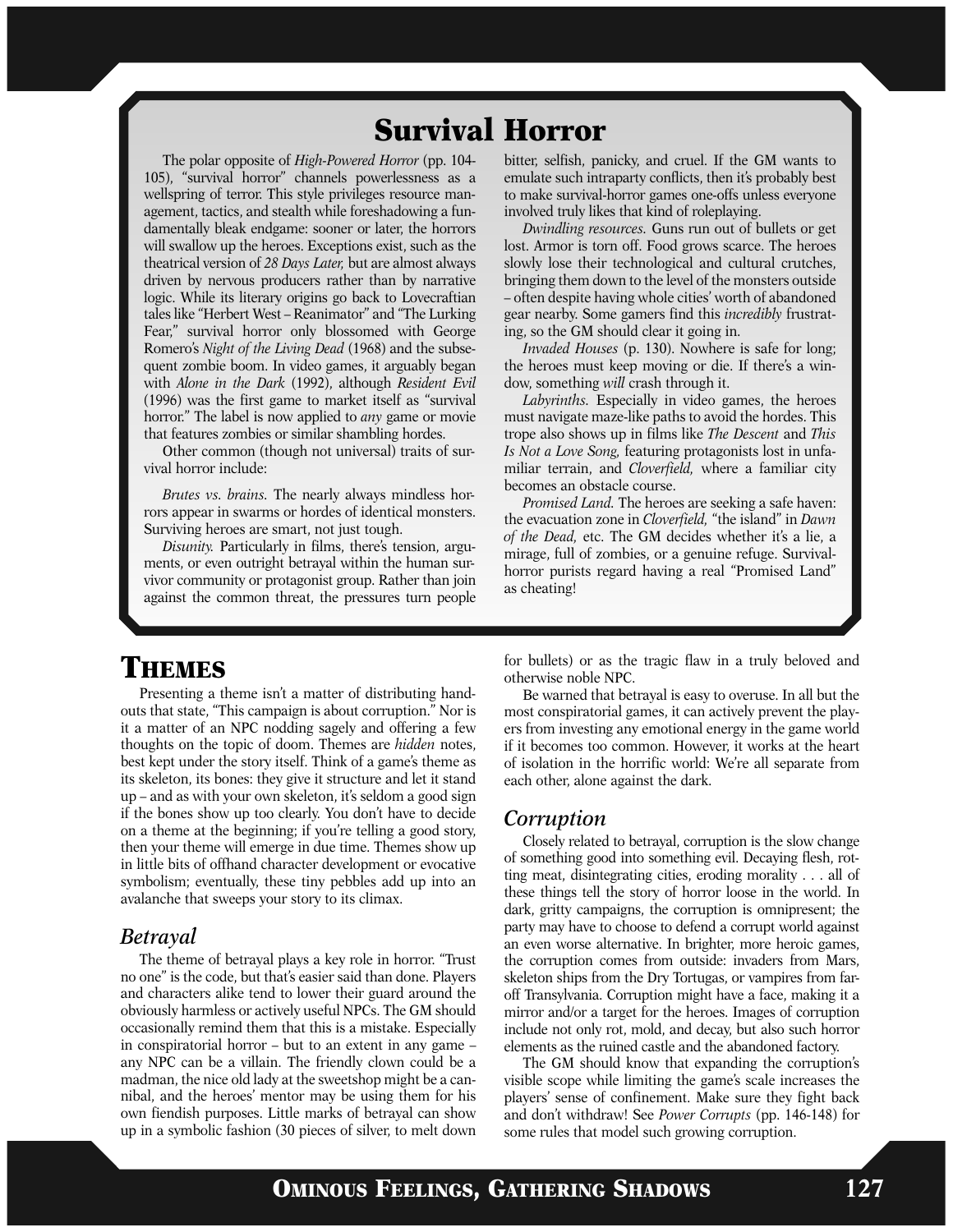## Survival Horror

The polar opposite of *High-Powered Horror* (pp. 104-105), "survival horror" channels powerlessness as a wellspring of terror. This style privileges resource management, tactics, and stealth while foreshadowing a fundamentally bleak endgame: sooner or later, the horrors will swallow up the heroes. Exceptions exist, such as the theatrical version of *28 Days Later,* but are almost always driven by nervous producers rather than by narrative logic. While its literary origins go back to Lovecraftian tales like "Herbert West – Reanimator" and "The Lurking Fear," survival horror only blossomed with George Romero's *Night of the Living Dead* (1968) and the subsequent zombie boom. In video games, it arguably began with *Alone in the Dark* (1992), although *Resident Evil* (1996) was the first game to market itself as "survival horror." The label is now applied to *any* game or movie that features zombies or similar shambling hordes.

Other common (though not universal) traits of survival horror include:

*Brutes vs. brains.* The nearly always mindless horrors appear in swarms or hordes of identical monsters. Surviving heroes are smart, not just tough.

*Disunity.* Particularly in films, there's tension, arguments, or even outright betrayal within the human survivor community or protagonist group. Rather than join against the common threat, the pressures turn people bitter, selfish, panicky, and cruel. If the GM wants to emulate such intraparty conflicts, then it's probably best to make survival-horror games one-offs unless everyone involved truly likes that kind of roleplaying.

*Dwindling resources.* Guns run out of bullets or get lost. Armor is torn off. Food grows scarce. The heroes slowly lose their technological and cultural crutches, bringing them down to the level of the monsters outside – often despite having whole cities' worth of abandoned gear nearby. Some gamers find this *incredibly* frustrating, so the GM should clear it going in.

*Invaded Houses* (p. 130). Nowhere is safe for long; the heroes must keep moving or die. If there's a window, something *will* crash through it.

*Labyrinths.* Especially in video games, the heroes must navigate maze-like paths to avoid the hordes. This trope also shows up in films like *The Descent* and *This Is Not a Love Song,* featuring protagonists lost in unfamiliar terrain, and *Cloverfield,* where a familiar city becomes an obstacle course.

*Promised Land.* The heroes are seeking a safe haven: the evacuation zone in *Cloverfield,* "the island" in *Dawn of the Dead,* etc. The GM decides whether it's a lie, a mirage, full of zombies, or a genuine refuge. Survival-horror purists regard having a real "Promised Land" as cheating!

# Themes

Presenting a theme isn't a matter of distributing handouts that state, "This campaign is about corruption." Nor is it a matter of an NPC nodding sagely and offering a few thoughts on the topic of doom. Themes are *hidden* notes, best kept under the story itself. Think of a game's theme as its skeleton, its bones: they give it structure and let it stand up – and as with your own skeleton, it's seldom a good sign if the bones show up too clearly. You don't have to decide on a theme at the beginning; if you're telling a good story, then your theme will emerge in due time. Themes show up in little bits of offhand character development or evocative symbolism; eventually, these tiny pebbles add up into an avalanche that sweeps your story to its climax.

## Betrayal

The theme of betrayal plays a key role in horror. "Trust no one" is the code, but that's easier said than done. Players and characters alike tend to lower their guard around the obviously harmless or actively useful NPCs. The GM should occasionally remind them that this is a mistake. Especially in conspiratorial horror – but to an extent in any game – any NPC can be a villain. The friendly clown could be a madman, the nice old lady at the sweetshop might be a cannibal, and the heroes' mentor may be using them for his own fiendish purposes. Little marks of betrayal can show up in a symbolic fashion (30 pieces of silver, to melt down for bullets) or as the tragic flaw in a truly beloved and otherwise noble NPC.

Be warned that betrayal is easy to overuse. In all but the most conspiratorial games, it can actively prevent the players from investing any emotional energy in the game world if it becomes too common. However, it works at the heart of isolation in the horrific world: We're all separate from each other, alone against the dark.

## Corruption

Closely related to betrayal, corruption is the slow change of something good into something evil. Decaying flesh, rotting meat, disintegrating cities, eroding morality . . . all of these things tell the story of horror loose in the world. In dark, gritty campaigns, the corruption is omnipresent; the party may have to choose to defend a corrupt world against an even worse alternative. In brighter, more heroic games, the corruption comes from outside: invaders from Mars, skeleton ships from the Dry Tortugas, or vampires from far-off Transylvania. Corruption might have a face, making it a mirror and/or a target for the heroes. Images of corruption include not only rot, mold, and decay, but also such horror elements as the ruined castle and the abandoned factory.

The GM should know that expanding the corruption's visible scope while limiting the game's scale increases the players' sense of confinement. Make sure they fight back and don't withdraw! See *Power Corrupts* (pp. 146-148) for some rules that model such growing corruption.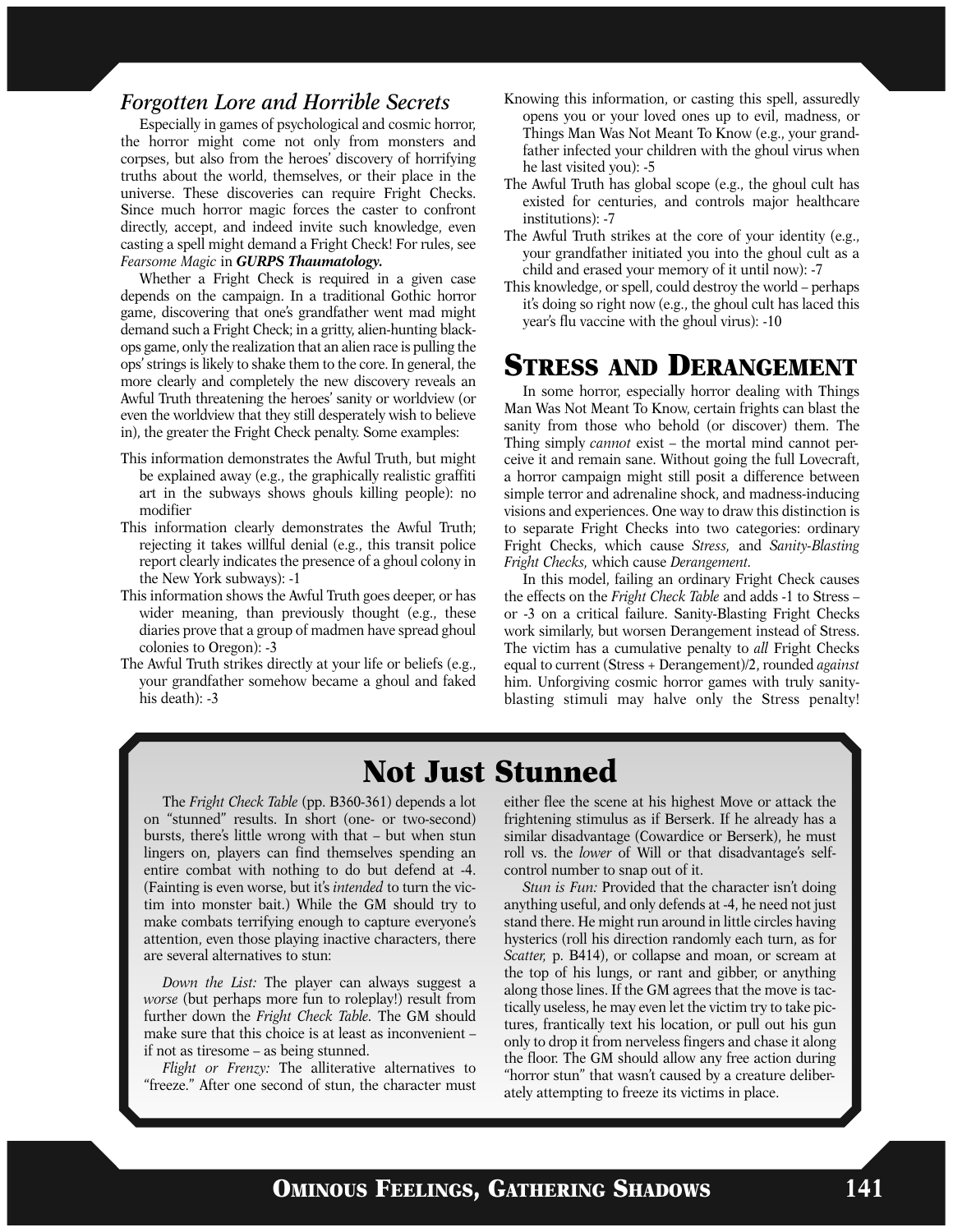### Forgotten Lore and Horrible Secrets

Especially in games of psychological and cosmic horror, the horror might come not only from monsters and corpses, but also from the heroes' discovery of horrifying truths about the world, themselves, or their place in the universe. These discoveries can require Fright Checks. Since much horror magic forces the caster to confront directly, accept, and indeed invite such knowledge, even casting a spell might demand a Fright Check! For rules, see *Fearsome Magic* in ***GURPS Thaumatology.***

Whether a Fright Check is required in a given case depends on the campaign. In a traditional Gothic horror game, discovering that one's grandfather went mad might demand such a Fright Check; in a gritty, alien-hunting black-ops game, only the realization that an alien race is pulling the ops' strings is likely to shake them to the core. In general, the more clearly and completely the new discovery reveals an Awful Truth threatening the heroes' sanity or worldview (or even the worldview that they still desperately wish to believe in), the greater the Fright Check penalty. Some examples:

This information demonstrates the Awful Truth, but might be explained away (e.g., the graphically realistic graffiti art in the subways shows ghouls killing people): no modifier

This information clearly demonstrates the Awful Truth; rejecting it takes willful denial (e.g., this transit police report clearly indicates the presence of a ghoul colony in the New York subways): -1

This information shows the Awful Truth goes deeper, or has wider meaning, than previously thought (e.g., these diaries prove that a group of madmen have spread ghoul colonies to Oregon): -3

The Awful Truth strikes directly at your life or beliefs (e.g., your grandfather somehow became a ghoul and faked his death): -3

Knowing this information, or casting this spell, assuredly opens you or your loved ones up to evil, madness, or Things Man Was Not Meant To Know (e.g., your grandfather infected your children with the ghoul virus when he last visited you): -5

The Awful Truth has global scope (e.g., the ghoul cult has existed for centuries, and controls major healthcare institutions): -7

The Awful Truth strikes at the core of your identity (e.g., your grandfather initiated you into the ghoul cult as a child and erased your memory of it until now): -7

This knowledge, or spell, could destroy the world – perhaps it's doing so right now (e.g., the ghoul cult has laced this year's flu vaccine with the ghoul virus): -10

## Stress and Derangement

In some horror, especially horror dealing with Things Man Was Not Meant To Know, certain frights can blast the sanity from those who behold (or discover) them. The Thing simply *cannot* exist – the mortal mind cannot perceive it and remain sane. Without going the full Lovecraft, a horror campaign might still posit a difference between simple terror and adrenaline shock, and madness-inducing visions and experiences. One way to draw this distinction is to separate Fright Checks into two categories: ordinary Fright Checks, which cause *Stress,* and *Sanity-Blasting Fright Checks,* which cause *Derangement.*

In this model, failing an ordinary Fright Check causes the effects on the *Fright Check Table* and adds -1 to Stress – or -3 on a critical failure. Sanity-Blasting Fright Checks work similarly, but worsen Derangement instead of Stress. The victim has a cumulative penalty to *all* Fright Checks equal to current (Stress + Derangement)/2, rounded *against* him. Unforgiving cosmic horror games with truly sanity-blasting stimuli may halve only the Stress penalty!

## Not Just Stunned

The *Fright Check Table* (pp. B360-361) depends a lot on "stunned" results. In short (one- or two-second) bursts, there's little wrong with that – but when stun lingers on, players can find themselves spending an entire combat with nothing to do but defend at -4. (Fainting is even worse, but it's *intended* to turn the victim into monster bait.) While the GM should try to make combats terrifying enough to capture everyone's attention, even those playing inactive characters, there are several alternatives to stun:

*Down the List:* The player can always suggest a *worse* (but perhaps more fun to roleplay!) result from further down the *Fright Check Table.* The GM should make sure that this choice is at least as inconvenient – if not as tiresome – as being stunned.

*Flight or Frenzy:* The alliterative alternatives to "freeze." After one second of stun, the character must either flee the scene at his highest Move or attack the frightening stimulus as if Berserk. If he already has a similar disadvantage (Cowardice or Berserk), he must roll vs. the *lower* of Will or that disadvantage's self-control number to snap out of it.

*Stun is Fun:* Provided that the character isn't doing anything useful, and only defends at -4, he need not just stand there. He might run around in little circles having hysterics (roll his direction randomly each turn, as for *Scatter,* p. B414), or collapse and moan, or scream at the top of his lungs, or rant and gibber, or anything along those lines. If the GM agrees that the move is tactically useless, he may even let the victim try to take pictures, frantically text his location, or pull out his gun only to drop it from nerveless fingers and chase it along the floor. The GM should allow any free action during "horror stun" that wasn't caused by a creature deliberately attempting to freeze its victims in place.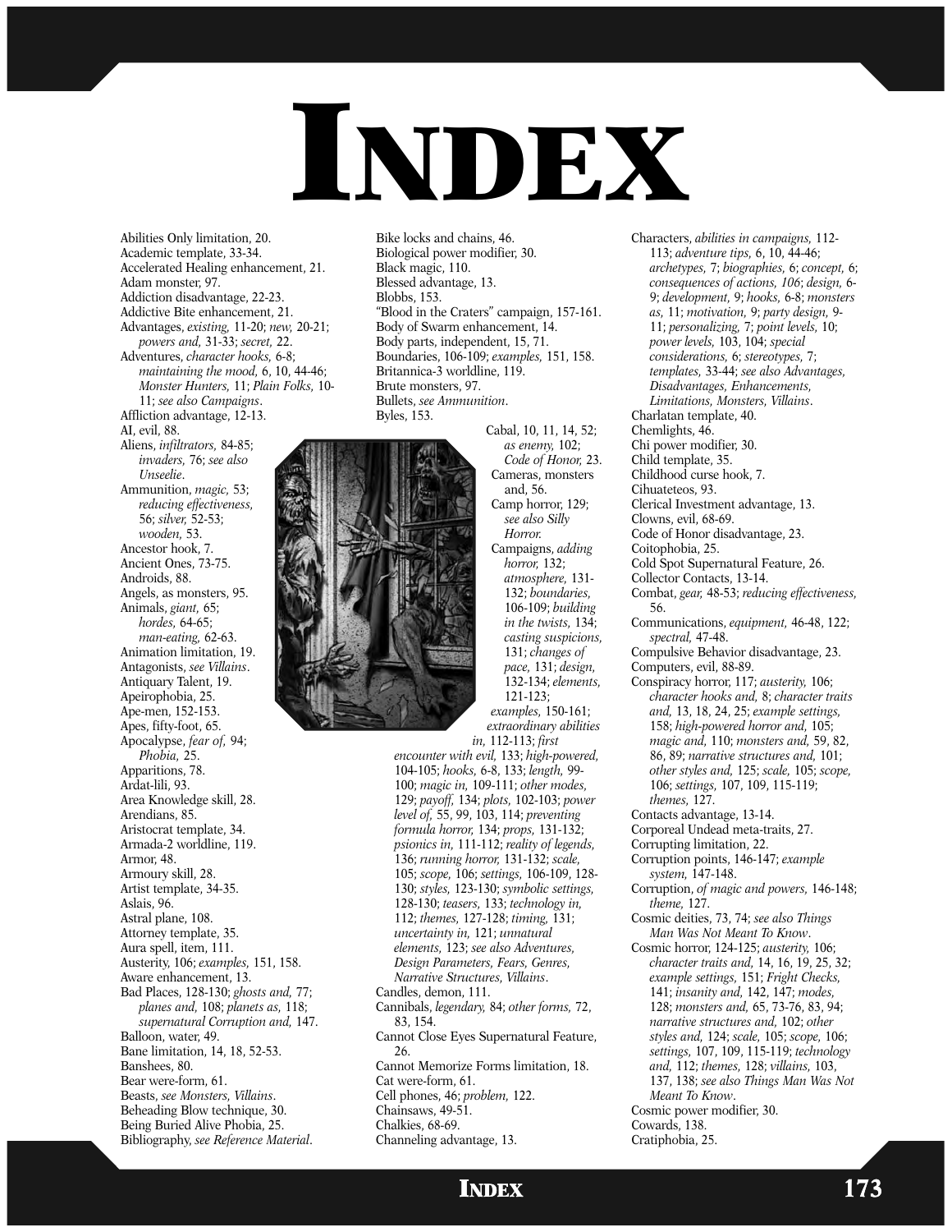# INDEX

Abilities Only limitation, 20.
Academic template, 33-34.
Accelerated Healing enhancement, 21.
Adam monster, 97.
Addiction disadvantage, 22-23.
Addictive Bite enhancement, 21.
Advantages, *existing,* 11-20; *new,* 20-21; *powers and,* 31-33; *secret,* 22.
Adventures, *character hooks,* 6-8; *maintaining the mood,* 6, 10, 44-46; *Monster Hunters,* 11; *Plain Folks,* 10-11; *see also Campaigns*.
Affliction advantage, 12-13.
AI, evil, 88.
Aliens, *infiltrators,* 84-85; *invaders,* 76; *see also Unseelie*.
Ammunition, *magic,* 53; *reducing effectiveness,* 56; *silver,* 52-53; *wooden,* 53.
Ancestor hook, 7.
Ancient Ones, 73-75.
Androids, 88.
Angels, as monsters, 95.
Animals, *giant,* 65; *hordes,* 64-65; *man-eating,* 62-63.
Animation limitation, 19.
Antagonists, *see Villains*.
Antiquary Talent, 19.
Apeirophobia, 25.
Ape-men, 152-153.
Apes, fifty-foot, 65.
Apocalypse, *fear of,* 94; *Phobia,* 25.
Apparitions, 78.
Ardat-lili, 93.
Area Knowledge skill, 28.
Arendians, 85.
Aristocrat template, 34.
Armada-2 worldline, 119.
Armor, 48.
Armoury skill, 28.
Artist template, 34-35.
Aslais, 96.
Astral plane, 108.
Attorney template, 35.
Aura spell, item, 111.
Austerity, 106; *examples,* 151, 158.
Aware enhancement, 13.
Bad Places, 128-130; *ghosts and,* 77; *planes and,* 108; *planets as,* 118; *supernatural Corruption and,* 147.
Balloon, water, 49.
Bane limitation, 14, 18, 52-53.
Banshees, 80.
Bear were-form, 61.
Beasts, *see Monsters, Villains*.
Beheading Blow technique, 30.
Being Buried Alive Phobia, 25.
Bibliography, *see Reference Material*.

Bike locks and chains, 46.
Biological power modifier, 30.
Black magic, 110.
Blessed advantage, 13.
Blobbs, 153.
"Blood in the Craters" campaign, 157-161.
Body of Swarm enhancement, 14.
Body parts, independent, 15, 71.
Boundaries, 106-109; *examples,* 151, 158.
Britannica-3 worldline, 119.
Brute monsters, 97.
Bullets, *see Ammunition*.
Byles, 153.
Cabal, 10, 11, 14, 52; *as enemy,* 102; *Code of Honor,* 23.
Cameras, monsters and, 56.
Camp horror, 129; *see also Silly Horror.*
Campaigns, *adding horror,* 132; *atmosphere,* 131-132; *boundaries,* 106-109; *building in the twists,* 134; *casting suspicions,* 131; *changes of pace,* 131; *design,* 132-134; *elements,* 121-123; *examples,* 150-161; *extraordinary abilities in,* 112-113; *first encounter with evil,* 133; *high-powered,* 104-105; *hooks,* 6-8, 133; *length,* 99-100; *magic in,* 109-111; *other modes,* 129; *payoff,* 134; *plots,* 102-103; *power level of,* 55, 99, 103, 114; *preventing formula horror,* 134; *props,* 131-132; *psionics in,* 111-112; *reality of legends,* 136; *running horror,* 131-132; *scale,* 105; *scope,* 106; *settings,* 106-109, 128-130; *styles,* 123-130; *symbolic settings,* 128-130; *teasers,* 133; *technology in,* 112; *themes,* 127-128; *timing,* 131; *uncertainty in,* 121; *unnatural elements,* 123; *see also Adventures, Design Parameters, Fears, Genres, Narrative Structures, Villains*.
Candles, demon, 111.
Cannibals, *legendary,* 84; *other forms,* 72, 83, 154.
Cannot Close Eyes Supernatural Feature, 26.
Cannot Memorize Forms limitation, 18.
Cat were-form, 61.
Cell phones, 46; *problem,* 122.
Chainsaws, 49-51.
Chalkies, 68-69.
Channeling advantage, 13.

Characters, *abilities in campaigns,* 112-113; *adventure tips,* 6, 10, 44-46; *archetypes,* 7; *biographies,* 6; *concept,* 6; *consequences of actions,* 106; *design,* 6-9; *development,* 9; *hooks,* 6-8; *monsters as,* 11; *motivation,* 9; *party design,* 9-11; *personalizing,* 7; *point levels,* 10; *power levels,* 103, 104; *special considerations,* 6; *stereotypes,* 7; *templates,* 33-44; *see also Advantages, Disadvantages, Enhancements, Limitations, Monsters, Villains*.
Charlatan template, 40.
Chemlights, 46.
Chi power modifier, 30.
Child template, 35.
Childhood curse hook, 7.
Cihuateteos, 93.
Clerical Investment advantage, 13.
Clowns, evil, 68-69.
Code of Honor disadvantage, 23.
Coitophobia, 25.
Cold Spot Supernatural Feature, 26.
Collector Contacts, 13-14.
Combat, *gear,* 48-53; *reducing effectiveness,* 56.
Communications, *equipment,* 46-48, 122; *spectral,* 47-48.
Compulsive Behavior disadvantage, 23.
Computers, evil, 88-89.
Conspiracy horror, 117; *austerity,* 106; *character hooks and,* 8; *character traits and,* 13, 18, 24, 25; *example settings,* 158; *high-powered horror and,* 105; *magic and,* 110; *monsters and,* 59, 82, 86, 89; *narrative structures and,* 101; *other styles and,* 125; *scale,* 105; *scope,* 106; *settings,* 107, 109, 115-119; *themes,* 127.
Contacts advantage, 13-14.
Corporeal Undead meta-traits, 27.
Corrupting limitation, 22.
Corruption points, 146-147; *example system,* 147-148.
Corruption, *of magic and powers,* 146-148; *theme,* 127.
Cosmic deities, 73, 74; *see also Things Man Was Not Meant To Know*.
Cosmic horror, 124-125; *austerity,* 106; *character traits and,* 14, 16, 19, 25, 32; *example settings,* 151; *Fright Checks,* 141; *insanity and,* 142, 147; *modes,* 128; *monsters and,* 65, 73-76, 83, 94; *narrative structures and,* 102; *other styles and,* 124; *scale,* 105; *scope,* 106; *settings,* 107, 109, 115-119; *technology and,* 112; *themes,* 128; *villains,* 103, 137, 138; *see also Things Man Was Not Meant To Know*.
Cosmic power modifier, 30.
Cowards, 138.
Cratiphobia, 25.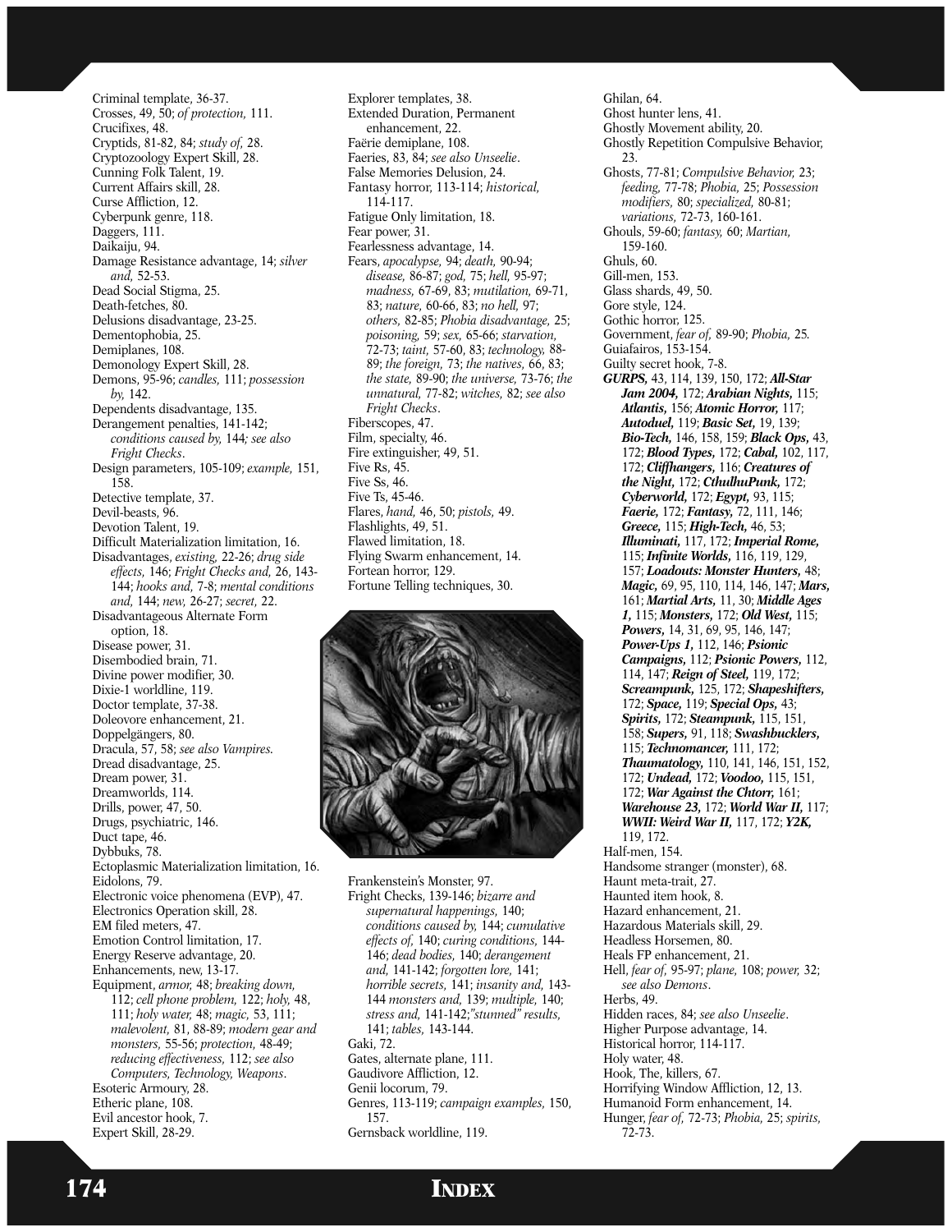Criminal template, 36-37.
Crosses, 49, 50; *of protection,* 111.
Crucifixes, 48.
Cryptids, 81-82, 84; *study of,* 28.
Cryptozoology Expert Skill, 28.
Cunning Folk Talent, 19.
Current Affairs skill, 28.
Curse Affliction, 12.
Cyberpunk genre, 118.
Daggers, 111.
Daikaiju, 94.
Damage Resistance advantage, 14; *silver and,* 52-53.
Dead Social Stigma, 25.
Death-fetches, 80.
Delusions disadvantage, 23-25.
Dementophobia, 25.
Demiplanes, 108.
Demonology Expert Skill, 28.
Demons, 95-96; *candles,* 111; *possession by,* 142.
Dependents disadvantage, 135.
Derangement penalties, 141-142; *conditions caused by,* 144*; see also Fright Checks*.
Design parameters, 105-109; *example,* 151, 158.
Detective template, 37.
Devil-beasts, 96.
Devotion Talent, 19.
Difficult Materialization limitation, 16.
Disadvantages, *existing,* 22-26; *drug side effects,* 146; *Fright Checks and,* 26, 143-144; *hooks and,* 7-8; *mental conditions and,* 144; *new,* 26-27; *secret,* 22.
Disadvantageous Alternate Form option, 18.
Disease power, 31.
Disembodied brain, 71.
Divine power modifier, 30.
Dixie-1 worldline, 119.
Doctor template, 37-38.
Doleovore enhancement, 21.
Doppelgängers, 80.
Dracula, 57, 58; *see also Vampires.*
Dread disadvantage, 25.
Dream power, 31.
Dreamworlds, 114.
Drills, power, 47, 50.
Drugs, psychiatric, 146.
Duct tape, 46.
Dybbuks, 78.
Ectoplasmic Materialization limitation, 16.
Eidolons, 79.
Electronic voice phenomena (EVP), 47.
Electronics Operation skill, 28.
EM filed meters, 47.
Emotion Control limitation, 17.
Energy Reserve advantage, 20.
Enhancements, new, 13-17.
Equipment, *armor,* 48; *breaking down,* 112; *cell phone problem,* 122; *holy,* 48, 111; *holy water,* 48; *magic,* 53, 111; *malevolent,* 81, 88-89; *modern gear and monsters,* 55-56; *protection,* 48-49; *reducing effectiveness,* 112; *see also Computers, Technology, Weapons*.
Esoteric Armoury, 28.
Etheric plane, 108.
Evil ancestor hook, 7.
Expert Skill, 28-29.
Explorer templates, 38.
Extended Duration, Permanent enhancement, 22.
Faërie demiplane, 108.
Faeries, 83, 84; *see also Unseelie*.
False Memories Delusion, 24.
Fantasy horror, 113-114; *historical,* 114-117.
Fatigue Only limitation, 18.
Fear power, 31.
Fearlessness advantage, 14.
Fears, *apocalypse,* 94; *death,* 90-94; *disease,* 86-87; *god,* 75; *hell,* 95-97; *madness,* 67-69, 83; *mutilation,* 69-71, 83; *nature,* 60-66, 83; *no hell,* 97; *others,* 82-85; *Phobia disadvantage,* 25; *poisoning,* 59; *sex,* 65-66; *starvation,* 72-73; *taint,* 57-60, 83; *technology,* 88-89; *the foreign,* 73; *the natives,* 66, 83; *the state,* 89-90; *the universe,* 73-76; *the unnatural,* 77-82; *witches,* 82; *see also Fright Checks*.
Fiberscopes, 47.
Film, specialty, 46.
Fire extinguisher, 49, 51.
Five Rs, 45.
Five Ss, 46.
Five Ts, 45-46.
Flares, *hand,* 46, 50; *pistols,* 49.
Flashlights, 49, 51.
Flawed limitation, 18.
Flying Swarm enhancement, 14.
Fortean horror, 129.
Fortune Telling techniques, 30.
Frankenstein's Monster, 97.
Fright Checks, 139-146; *bizarre and supernatural happenings,* 140; *conditions caused by,* 144; *cumulative effects of,* 140; *curing conditions,* 144-146; *dead bodies,* 140; *derangement and,* 141-142; *forgotten lore,* 141; *horrible secrets,* 141; *insanity and,* 143-144 *monsters and,* 139; *multiple,* 140; *stress and,* 141-142;*"stunned" results,* 141; *tables,* 143-144.
Gaki, 72.
Gates, alternate plane, 111.
Gaudivore Affliction, 12.
Genii locorum, 79.
Genres, 113-119; *campaign examples,* 150, 157.
Gernsback worldline, 119.
Ghilan, 64.
Ghost hunter lens, 41.
Ghostly Movement ability, 20.
Ghostly Repetition Compulsive Behavior, 23.
Ghosts, 77-81; *Compulsive Behavior,* 23; *feeding,* 77-78; *Phobia,* 25; *Possession modifiers,* 80; *specialized,* 80-81; *variations,* 72-73, 160-161.
Ghouls, 59-60; *fantasy,* 60; *Martian,* 159-160.
Ghuls, 60.
Gill-men, 153.
Glass shards, 49, 50.
Gore style, 124.
Gothic horror, 125.
Government, *fear of,* 89-90; *Phobia,* 25*.*
Guiafairos, 153-154.
Guilty secret hook, 7-8.
***GURPS,*** 43, 114, 139, 150, 172; ***All-Star Jam 2004,*** 172; ***Arabian Nights,*** 115; ***Atlantis,*** 156; ***Atomic Horror,*** 117; ***Autoduel,*** 119; ***Basic Set,*** 19, 139; ***Bio-Tech,*** 146, 158, 159; ***Black Ops,*** 43, 172; ***Blood Types,*** 172; ***Cabal,*** 102, 117, 172; ***Cliffhangers,*** 116; ***Creatures of the Night,*** 172; ***CthulhuPunk,*** 172; ***Cyberworld,*** 172; ***Egypt,*** 93, 115; ***Faerie,*** 172; ***Fantasy,*** 72, 111, 146; ***Greece,*** 115; ***High-Tech,*** 46, 53; ***Illuminati,*** 117, 172; ***Imperial Rome,*** 115; ***Infinite Worlds,*** 116, 119, 129, 157; ***Loadouts: Monster Hunters,*** 48; ***Magic,*** 69, 95, 110, 114, 146, 147; ***Mars,*** 161; ***Martial Arts,*** 11, 30; ***Middle Ages 1,*** 115; ***Monsters,*** 172; ***Old West,*** 115; ***Powers,*** 14, 31, 69, 95, 146, 147; ***Power-Ups 1,*** 112, 146; ***Psionic Campaigns,*** 112; ***Psionic Powers,*** 112, 114, 147; ***Reign of Steel,*** 119, 172; ***Screampunk,*** 125, 172; ***Shapeshifters,*** 172; ***Space,*** 119; ***Special Ops,*** 43; ***Spirits,*** 172; ***Steampunk,*** 115, 151, 158; ***Supers,*** 91, 118; ***Swashbucklers,*** 115; ***Technomancer,*** 111, 172; ***Thaumatology,*** 110, 141, 146, 151, 152, 172; ***Undead,*** 172; ***Voodoo,*** 115, 151, 172; ***War Against the Chtorr,*** 161; ***Warehouse 23,*** 172; ***World War II,*** 117; ***WWII: Weird War II,*** 117, 172; ***Y2K,*** 119, 172.
Half-men, 154.
Handsome stranger (monster), 68.
Haunt meta-trait, 27.
Haunted item hook, 8.
Hazard enhancement, 21.
Hazardous Materials skill, 29.
Headless Horsemen, 80.
Heals FP enhancement, 21.
Hell, *fear of,* 95-97; *plane,* 108; *power,* 32; *see also Demons*.
Herbs, 49.
Hidden races, 84; *see also Unseelie*.
Higher Purpose advantage, 14.
Historical horror, 114-117.
Holy water, 48.
Hook, The, killers, 67.
Horrifying Window Affliction, 12, 13.
Humanoid Form enhancement, 14.
Hunger, *fear of,* 72-73; *Phobia,* 25; *spirits,* 72-73.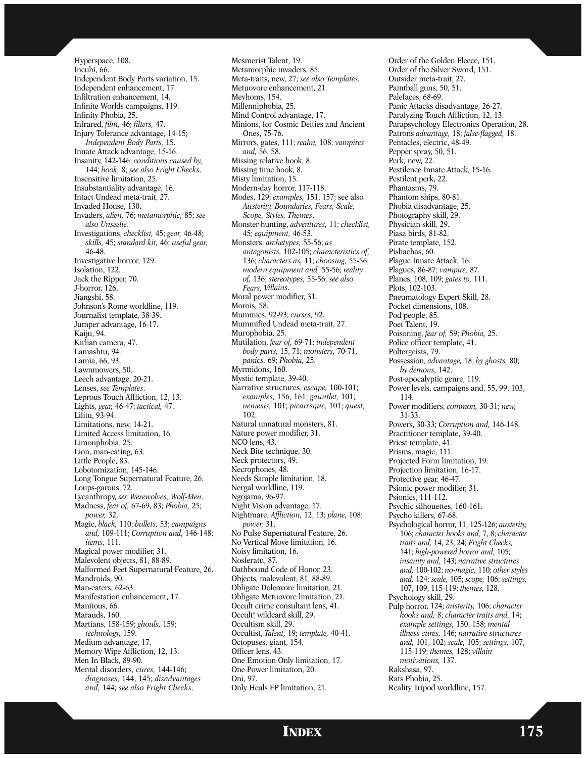Hyperspace, 108.
Incubi, 66.
Independent Body Parts variation, 15.
Independent enhancement, 17.
Infiltration enhancement, 14.
Infinite Worlds campaigns, 119.
Infinity Phobia, 25.
Infrared, *film,* 46; *filters,* 47.
Injury Tolerance advantage, 14-15; *Independent Body Parts,* 15.
Innate Attack advantage, 15-16.
Insanity, 142-146; *conditions caused by,* 144; *hook,* 8; *see also Fright Checks*.
Insensitive limitation, 25.
Insubstantiality advantage, 16.
Intact Undead meta-trait, 27.
Invaded House, 130.
Invaders, *alien,* 76; *metamorphic,* 85; *see also Unseelie*.
Investigations, *checklist,* 45; *gear,* 46-48; *skills,* 45; *standard kit,* 46; *useful gear,* 46-48.
Investigative horror, 129.
Isolation, 122.
Jack the Ripper, 70.
J-horror, 126.
Jiangshi, 58.
Johnson's Rome worldline, 119.
Journalist template, 38-39.
Jumper advantage, 16-17.
Kaiju, 94.
Kirlian camera, 47.
Lamashtu, 94.
Lamia, 66, 93.
Lawnmowers, 50.
Leech advantage, 20-21.
Lenses, *see Templates*.
Leprous Touch Affliction, 12, 13.
Lights, *gear,* 46-47; *tactical,* 47.
Lilitu, 93-94.
Limitations, new, 14-21.
Limited Access limitation, 16.
Limouphobia, 25.
Lion, man-eating, 63.
Little People, 83.
Lobotomization, 145-146.
Long Tongue Supernatural Feature, 26.
Loups-garous, 72.
Lycanthropy, *see Werewolves, Wolf-Men*.
Madness, *fear of,* 67-69, 83; *Phobia,* 25; *power,* 32.
Magic, *black,* 110; *bullets,* 53; *campaigns and,* 109-111; *Corruption and,* 146-148; *items,* 111.
Magical power modifier, 31.
Malevolent objects, 81, 88-89.
Malformed Feet Supernatural Feature, 26.
Mandroids, 90.
Man-eaters, 62-63.
Manifestation enhancement, 17.
Manitous, 66.
Marauds, 160.
Martians, 158-159; *ghouls,* 159; *technology,* 159.
Medium advantage, 17.
Memory Wipe Affliction, 12, 13.
Men In Black, 89-90.
Mental disorders, *cures,* 144-146; *diagnoses,* 144, 145; *disadvantages and,* 144; *see also Fright Checks*.
Mesmerist Talent, 19.
Metamorphic invaders, 85.
Meta-traits, new, 27; *see also Templates.*
Metuovore enhancement, 21.
Meyhoms, 154.
Millenniphobia, 25.
Mind Control advantage, 17.
Minions, for Cosmic Deities and Ancient Ones, 75-76.
Mirrors, gates, 111; *realm,* 108; *vampires and,* 56, 58.
Missing relative hook, 8.
Missing time hook, 8.
Misty limitation, 15.
Modern-day horror, 117-118.
Modes, 129; *examples,* 151, 157; see also *Austerity, Boundaries, Fears, Scale, Scope, Styles, Themes*.
Monster-hunting, *adventures,* 11; *checklist,* 45; *equipment,* 46-53.
Monsters, *archetypes,* 55-56; *as antagonists,* 102-105; *characteristics of,* 136; *characters as,* 11; *choosing,* 55-56; *modern equipment and,* 55-56; *reality of,* 136; *stereotypes,* 55-56; *see also Fears, Villains*.
Moral power modifier, 31.
Morois, 58.
Mummies, 92-93; *curses,* 92.
Mummified Undead meta-trait, 27.
Murophobia, 25.
Mutilation, *fear of,* 69-71; *independent body parts,* 15, 71; *monsters,* 70-71, *panics,* 69; *Phobia,* 25.
Myrmidons, 160.
Mystic template, 39-40.
Narrative structures, *escape,* 100-101; *examples,* 156, 161; *gauntlet,* 101; *nemesis,* 101; *picaresque,* 101; *quest,* 102.
Natural unnatural monsters, 81.
Nature power modifier, 31.
NCO lens, 43.
Neck Bite technique, 30.
Neck protectors, 49.
Necrophones, 48.
Needs Sample limitation, 18.
Nergal worldline, 119.
Ngojama, 96-97.
Night Vision advantage, 17.
Nightmare, *Affliction,* 12, 13; *plane,* 108; *power,* 31.
No Pulse Supernatural Feature, 26.
No Vertical Move limitation, 16.
Noisy limitation, 16.
Nosferatu, 87.
Oathbound Code of Honor, 23.
Objects, malevolent, 81, 88-89.
Obligate Doleovore limitation, 21.
Obligate Metuovore limitation, 21.
Occult crime consultant lens, 41.
Occult! wildcard skill, 29.
Occultism skill, 29.
Occultist, *Talent,* 19; *template,* 40-41.
Octopuses, giant, 154.
Officer lens, 43.
One Emotion Only limitation, 17.
One Power limitation, 20.
Oni, 97.
Only Heals FP limitation, 21.
Order of the Golden Fleece, 151.
Order of the Silver Sword, 151.
Outsider meta-trait, 27.
Paintball guns, 50, 51.
Palefaces, 68-69.
Panic Attacks disadvantage, 26-27.
Paralyzing Touch Affliction, 12, 13.
Parapsychology Electronics Operation, 28.
Patrons *advantage,* 18; *false-flagged,* 18.
Pentacles, electric, 48-49.
Pepper spray, 50, 51.
Perk, new, 22.
Pestilence Innate Attack, 15-16.
Pestilent perk, 22.
Phantasms, 79.
Phantom ships, 80-81.
Phobia disadvantage, 25.
Photography skill, 29.
Physician skill, 29.
Piasa birds, 81-82.
Pirate template, 152.
Pishachas, 60.
Plague Innate Attack, 16.
Plagues, 86-87; *vampire,* 87.
Planes, 108, 109; *gates to,* 111.
Plots, 102-103.
Pneumatology Expert Skill, 28.
Pocket dimensions, 108.
Pod people, 85.
Poet Talent, 19.
Poisoning, *fear of,* 59; *Phobia,* 25.
Police officer template, 41.
Poltergeists, 79.
Possession, *advantage,* 18; *by ghosts,* 80; *by demons,* 142.
Post-apocalyptic genre, 119.
Power levels, campaigns and, 55, 99, 103, 114.
Power modifiers, *common,* 30-31; *new,* 31-33.
Powers, 30-33; *Corruption and,* 146-148.
Practitioner template, 39-40.
Priest template, 41.
Prisms, magic, 111.
Projected Form limitation, 19.
Projection limitation, 16-17.
Protective gear, 46-47.
Psionic power modifier, 31.
Psionics, 111-112.
Psychic silhouettes, 160-161.
Psycho killers, 67-68.
Psychological horror, 11, 125-126; *austerity,* 106; *character hooks and,* 7, 8; *character traits and,* 14, 23, 24; *Fright Checks,* 141; *high-powered horror and,* 105; *insanity and,* 143; *narrative structures and,* 100-102; *no-magic,* 110; *other styles and,* 124; *scale,* 105; *scope,* 106; *settings,* 107, 109, 115-119; *themes,* 128.
Psychology skill, 29.
Pulp horror, 124; *austerity,* 106; *character hooks and,* 8; *character traits and,* 14; *example settings,* 150, 158; *mental illness cures,* 146; *narrative structures and,* 101, 102; *scale,* 105; *settings,* 107, 115-119; *themes,* 128; *villain motivations,* 137.
Rakshasa, 97.
Rats Phobia, 25.
Reality Tripod worldline, 157.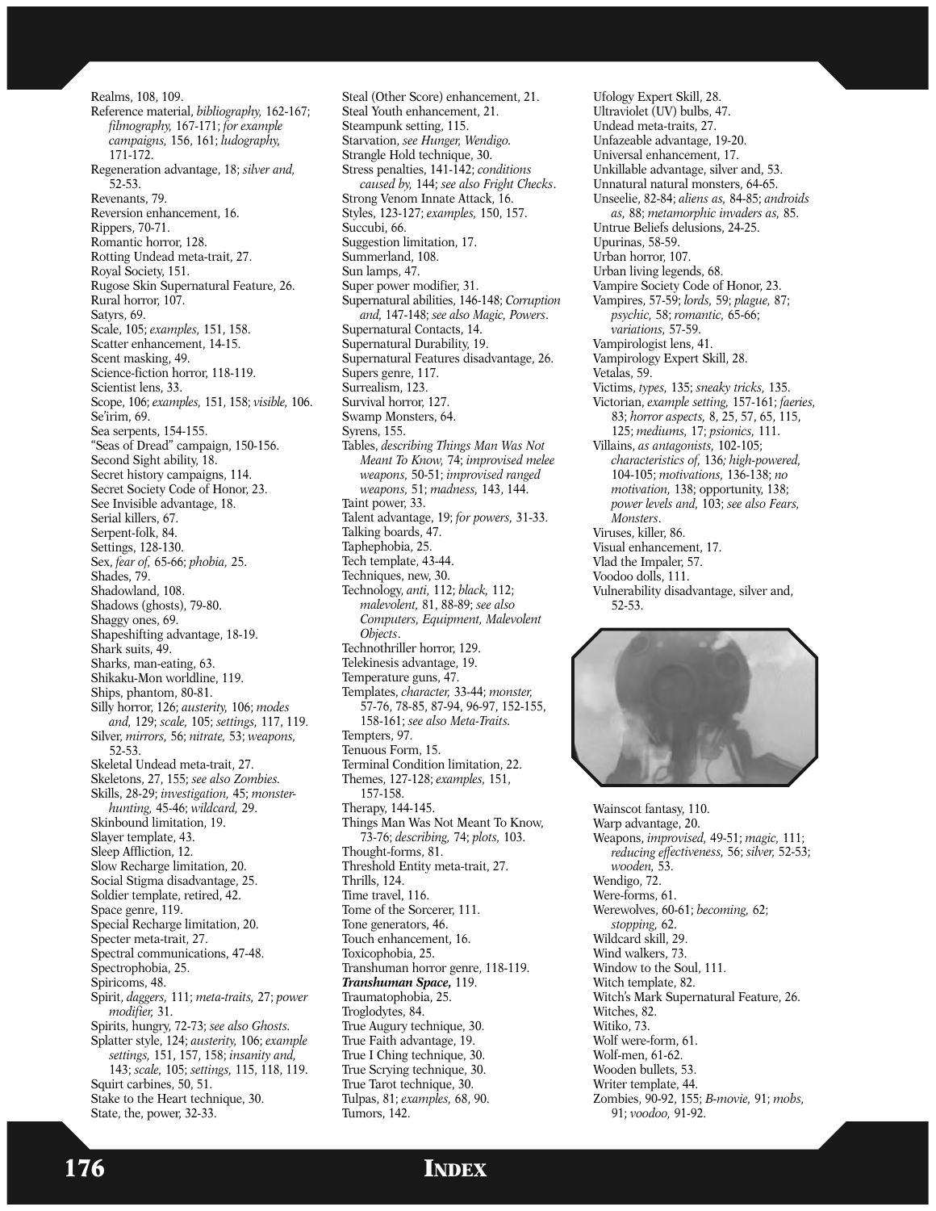Realms, 108, 109.
Reference material, *bibliography,* 162-167; *filmography,* 167-171; *for example campaigns,* 156, 161; *ludography,* 171-172.
Regeneration advantage, 18; *silver and,* 52-53.
Revenants, 79.
Reversion enhancement, 16.
Rippers, 70-71.
Romantic horror, 128.
Rotting Undead meta-trait, 27.
Royal Society, 151.
Rugose Skin Supernatural Feature, 26.
Rural horror, 107.
Satyrs, 69.
Scale, 105; *examples,* 151, 158.
Scatter enhancement, 14-15.
Scent masking, 49.
Science-fiction horror, 118-119.
Scientist lens, 33.
Scope, 106; *examples,* 151, 158; *visible,* 106.
Se'irim, 69.
Sea serpents, 154-155.
"Seas of Dread" campaign, 150-156.
Second Sight ability, 18.
Secret history campaigns, 114.
Secret Society Code of Honor, 23.
See Invisible advantage, 18.
Serial killers, 67.
Serpent-folk, 84.
Settings, 128-130.
Sex, *fear of,* 65-66; *phobia,* 25.
Shades, 79.
Shadowland, 108.
Shadows (ghosts), 79-80.
Shaggy ones, 69.
Shapeshifting advantage, 18-19.
Shark suits, 49.
Sharks, man-eating, 63.
Shikaku-Mon worldline, 119.
Ships, phantom, 80-81.
Silly horror, 126; *austerity,* 106; *modes and,* 129; *scale,* 105; *settings,* 117, 119.
Silver, *mirrors,* 56; *nitrate,* 53; *weapons,* 52-53.
Skeletal Undead meta-trait, 27.
Skeletons, 27, 155; *see also Zombies.*
Skills, 28-29; *investigation,* 45; *monster-hunting,* 45-46; *wildcard,* 29.
Skinbound limitation, 19.
Slayer template, 43.
Sleep Affliction, 12.
Slow Recharge limitation, 20.
Social Stigma disadvantage, 25.
Soldier template, retired, 42.
Space genre, 119.
Special Recharge limitation, 20.
Specter meta-trait, 27.
Spectral communications, 47-48.
Spectrophobia, 25.
Spiricoms, 48.
Spirit, *daggers,* 111; *meta-traits,* 27; *power modifier,* 31.
Spirits, hungry, 72-73; *see also Ghosts.*
Splatter style, 124; *austerity,* 106; *example settings,* 151, 157, 158; *insanity and,* 143; *scale,* 105; *settings,* 115, 118, 119.
Squirt carbines, 50, 51.
Stake to the Heart technique, 30.
State, the, power, 32-33.
Steal (Other Score) enhancement, 21.
Steal Youth enhancement, 21.
Steampunk setting, 115.
Starvation, *see Hunger, Wendigo.*
Strangle Hold technique, 30.
Stress penalties, 141-142; *conditions caused by,* 144; *see also Fright Checks*.
Strong Venom Innate Attack, 16.
Styles, 123-127; *examples,* 150, 157.
Succubi, 66.
Suggestion limitation, 17.
Summerland, 108.
Sun lamps, 47.
Super power modifier, 31.
Supernatural abilities, 146-148; *Corruption and,* 147-148; *see also Magic, Powers*.
Supernatural Contacts, 14.
Supernatural Durability, 19.
Supernatural Features disadvantage, 26.
Supers genre, 117.
Surrealism, 123.
Survival horror, 127.
Swamp Monsters, 64.
Syrens, 155.
Tables, *describing Things Man Was Not Meant To Know,* 74; *improvised melee weapons,* 50-51; *improvised ranged weapons,* 51; *madness,* 143, 144.
Taint power, 33.
Talent advantage, 19; *for powers,* 31-33.
Talking boards, 47.
Taphephobia, 25.
Tech template, 43-44.
Techniques, new, 30.
Technology, *anti,* 112; *black,* 112; *malevolent,* 81, 88-89; *see also Computers, Equipment, Malevolent Objects*.
Technothriller horror, 129.
Telekinesis advantage, 19.
Temperature guns, 47.
Templates, *character,* 33-44; *monster,* 57-76, 78-85, 87-94, 96-97, 152-155, 158-161; *see also Meta-Traits.*
Tempters, 97.
Tenuous Form, 15.
Terminal Condition limitation, 22.
Themes, 127-128; *examples,* 151, 157-158.
Therapy, 144-145.
Things Man Was Not Meant To Know, 73-76; *describing,* 74; *plots,* 103.
Thought-forms, 81.
Threshold Entity meta-trait, 27.
Thrills, 124.
Time travel, 116.
Tome of the Sorcerer, 111.
Tone generators, 46.
Touch enhancement, 16.
Toxicophobia, 25.
Transhuman horror genre, 118-119.
***Transhuman Space,*** 119.
Traumatophobia, 25.
Troglodytes, 84.
True Augury technique, 30.
True Faith advantage, 19.
True I Ching technique, 30.
True Scrying technique, 30.
True Tarot technique, 30.
Tulpas, 81; *examples,* 68, 90.
Tumors, 142.
Ufology Expert Skill, 28.
Ultraviolet (UV) bulbs, 47.
Undead meta-traits, 27.
Unfazeable advantage, 19-20.
Universal enhancement, 17.
Unkillable advantage, silver and, 53.
Unnatural natural monsters, 64-65.
Unseelie, 82-84; *aliens as,* 84-85; *androids as,* 88; *metamorphic invaders as,* 85.
Untrue Beliefs delusions, 24-25.
Upurinas, 58-59.
Urban horror, 107.
Urban living legends, 68.
Vampire Society Code of Honor, 23.
Vampires, 57-59; *lords,* 59; *plague,* 87; *psychic,* 58; *romantic,* 65-66; *variations,* 57-59.
Vampirologist lens, 41.
Vampirology Expert Skill, 28.
Vetalas, 59.
Victims, *types,* 135; *sneaky tricks,* 135.
Victorian, *example setting,* 157-161; *faeries,* 83; *horror aspects,* 8, 25, 57, 65, 115, 125; *mediums,* 17; *psionics,* 111.
Villains, *as antagonists,* 102-105; *characteristics of,* 136; *high-powered,* 104-105; *motivations,* 136-138; *no motivation,* 138; opportunity, 138; *power levels and,* 103; *see also Fears, Monsters*.
Viruses, killer, 86.
Visual enhancement, 17.
Vlad the Impaler, 57.
Voodoo dolls, 111.
Vulnerability disadvantage, silver and, 52-53.
Wainscot fantasy, 110.
Warp advantage, 20.
Weapons, *improvised,* 49-51; *magic,* 111; *reducing effectiveness,* 56; *silver,* 52-53; *wooden,* 53.
Wendigo, 72.
Were-forms, 61.
Werewolves, 60-61; *becoming,* 62; *stopping,* 62.
Wildcard skill, 29.
Wind walkers, 73.
Window to the Soul, 111.
Witch template, 82.
Witch's Mark Supernatural Feature, 26.
Witches, 82.
Witiko, 73.
Wolf were-form, 61.
Wolf-men, 61-62.
Wooden bullets, 53.
Writer template, 44.
Zombies, 90-92, 155; *B-movie,* 91; *mobs,* 91; *voodoo,* 91-92.